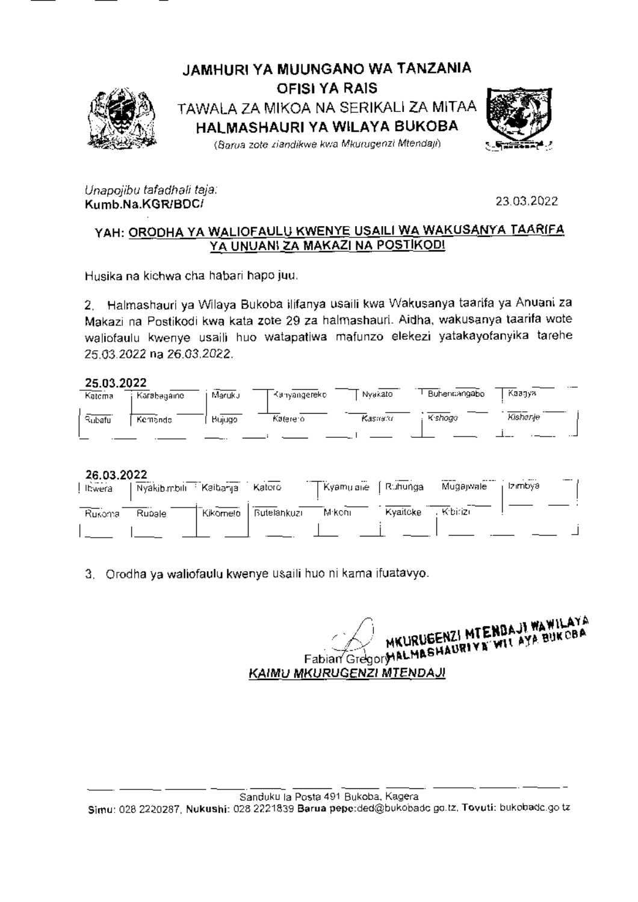**JAMHURI YA MUUNGANO WA TANZANIA**
**OFISI YA RAIS**
TAWALA ZA MIKOA NA SERIKALI ZA MITAA
**HALMASHAURI YA WILAYA BUKOBA**
*(Barua zote ziandikwe kwa Mkurugenzi Mtendaji)*

*Unapojibu tafadhali taja:*
**Kumb.Na.KGR/BDC/**

23.03.2022

**YAH: <u>ORODHA YA WALIOFAULU KWENYE USAILI WA WAKUSANYA TAARIFA YA UNUANI ZA MAKAZI NA POSTIKODI</u>**

Husika na kichwa cha habari hapo juu.

2. Halmashauri ya Wilaya Bukoba ilifanya usaili kwa Wakusanya taarifa ya Anuani za Makazi na Postikodi kwa kata zote 29 za halmashauri. Aidha, wakusanya taarifa wote waliofaulu kwenye usaili huo watapatiwa mafunzo elekezi yatakayofanyika tarehe 25.03.2022 na 26.03.2022.

**25.03.2022**

| | | | | | | |
|---|---|---|---|---|---|---|
| Katoma | Karabagaine | Maruku | Kanyangereko | Nyakato | Buhendangabo | Kaagya |
| Rubafu | Kemondo | Bujugo | Katerero | Kasharu | Kishogo | Kishanje |

**26.03.2022**

| | | | | | | | |
|---|---|---|---|---|---|---|---|
| Ibwera | Nyakibimbili | Kaibanja | Katoro | Kyamulaile | Ruhunga | Mugajwale | Izimbya |
| Rukoma | Rubale | Kikomelo | Butelankuzi | Mikoni | Kyaitoke | Kibirizi | |

3. Orodha ya waliofaulu kwenye usaili huo ni kama ifuatavyo.

MKURUGENZI MTENDAJI WA WILAYA
HALMASHAURI YA WILAYA BUKOBA

Fabian Gregory
**<u>*KAIMU MKURUGENZI MTENDAJI*</u>**

Sanduku la Posta 491 Bukoba, Kagera
**Simu**: 028 2220287, **Nukushi**: 028 2221839 **Barua pepe**:ded@bukobadc.go.tz, **Tovuti**: bukobadc.go.tz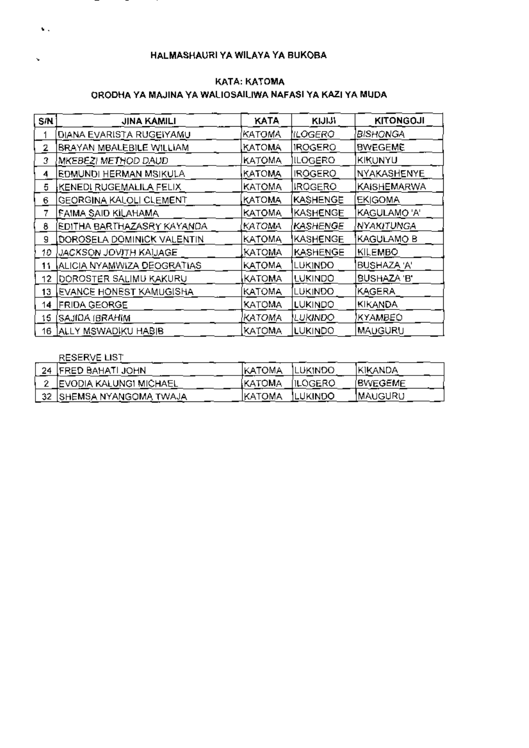HALMASHAURI YA WILAYA YA BUKOBA

KATA: KATOMA

ORODHA YA MAJINA YA WALIOSAILIWA NAFASI YA KAZI YA MUDA

| S/N | JINA KAMILI | KATA | KIJIJI | KITONGOJI |
|---|---|---|---|---|
| 1 | DIANA EVARISTA RUGEIYAMU | KATOMA | ILOGERO | BISHONGA |
| 2 | BRAYAN MBALEBILE WILLIAM | KATOMA | IROGERO | BWEGEME |
| 3 | MKEBEZI METHOD DAUD | KATOMA | ILOGERO | KIKUNYU |
| 4 | EDMUNDI HERMAN MSIKULA | KATOMA | IROGERO | NYAKASHENYE |
| 5 | KENEDI RUGEMALILA FELIX | KATOMA | IROGERO | KAISHEMARWA |
| 6 | GEORGINA KALOLI CLEMENT | KATOMA | KASHENGE | EKIGOMA |
| 7 | FAIMA SAID KILAHAMA | KATOMA | KASHENGE | KAGULAMO 'A' |
| 8 | EDITHA BARTHAZASRY KAYANDA | KATOMA | KASHENGE | NYAKITUNGA |
| 9 | DOROSELA DOMINICK VALENTIN | KATOMA | KASHENGE | KAGULAMO B |
| 10 | JACKSON JOVITH KAIJAGE | KATOMA | KASHENGE | KILEMBO |
| 11 | ALICIA NYAMWIZA DEOGRATIAS | KATOMA | LUKINDO | BUSHAZA 'A' |
| 12 | DOROSTER SALIMU KAKURU | KATOMA | LUKINDO | BUSHAZA 'B' |
| 13 | EVANCE HONEST KAMUGISHA | KATOMA | LUKINDO | KAGERA |
| 14 | FRIDA GEORGE | KATOMA | LUKINDO | KIKANDA |
| 15 | SAJIDA IBRAHIM | KATOMA | LUKINDO | KYAMBEO |
| 16 | ALLY MSWADIKU HABIB | KATOMA | LUKINDO | MAUGURU |

RESERVE LIST

| S/N | JINA KAMILI | KATA | KIJIJI | KITONGOJI |
|---|---|---|---|---|
| 24 | FRED BAHATI JOHN | KATOMA | LUKINDO | KIKANDA |
| 2 | EVODIA KALUNGI MICHAEL | KATOMA | ILOGERO | BWEGEME |
| 32 | SHEMSA NYANGOMA TWAJA | KATOMA | LUKINDO | MAUGURU |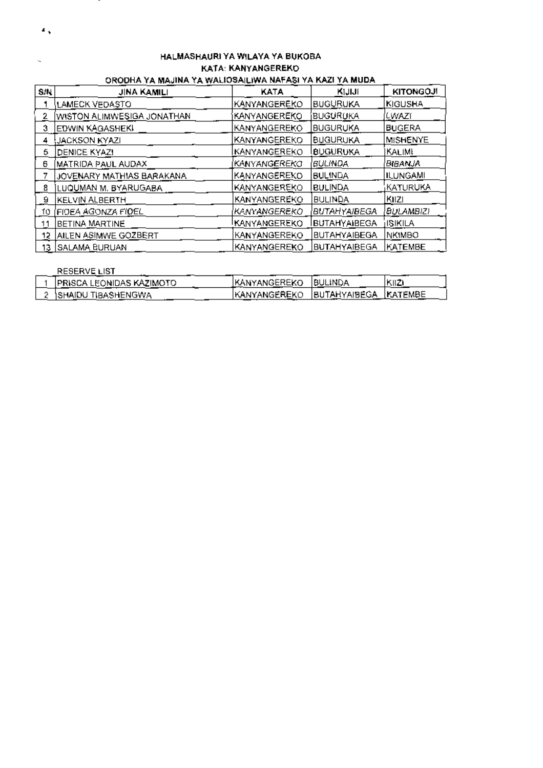## HALMASHAURI YA WILAYA YA BUKOBA
### KATA: KANYANGEREKO
### ORODHA YA MAJINA YA WALIOSAILIWA NAFASI YA KAZI YA MUDA

| S/N | JINA KAMILI | KATA | KIJIJI | KITONGOJI |
|---|---|---|---|---|
| 1 | LAMECK VEDASTO | KANYANGEREKO | BUGURUKA | KIGUSHA |
| 2 | WISTON ALIMWESIGA JONATHAN | KANYANGEREKO | BUGURUKA | LWAZI |
| 3 | EDWIN KAGASHEKI | KANYANGEREKO | BUGURUKA | BUGERA |
| 4 | JACKSON KYAZI | KANYANGEREKO | BUGURUKA | MISHENYE |
| 5 | DENICE KYAZI | KANYANGEREKO | BUGURUKA | KALIMI |
| 6 | MATRIDA PAUL AUDAX | KANYANGEREKO | BULINDA | BIBANJA |
| 7 | JOVENARY MATHIAS BARAKANA | KANYANGEREKO | BULINDA | ILUNGAMI |
| 8 | LUQUMAN M. BYARUGABA | KANYANGEREKO | BULINDA | KATURUKA |
| 9 | KELVIN ALBERTH | KANYANGEREKO | BULINDA | KIIZI |
| 10 | FIDEA AGONZA FIDEL | KANYANGEREKO | BUTAHYAIBEGA | BULAMBIZI |
| 11 | BETINA MARTINE | KANYANGEREKO | BUTAHYAIBEGA | ISIKILA |
| 12 | AILEN ASIMWE GOZBERT | KANYANGEREKO | BUTAHYAIBEGA | NKIMBO |
| 13 | SALAMA BURUAN | KANYANGEREKO | BUTAHYAIBEGA | KATEMBE |

RESERVE LIST

| S/N | JINA KAMILI | KATA | KIJIJI | KITONGOJI |
|---|---|---|---|---|
| 1 | PRISCA LEONIDAS KAZIMOTO | KANYANGEREKO | BULINDA | KIIZI |
| 2 | SHAIDU TIBASHENGWA | KANYANGEREKO | BUTAHYAIBEGA | KATEMBE |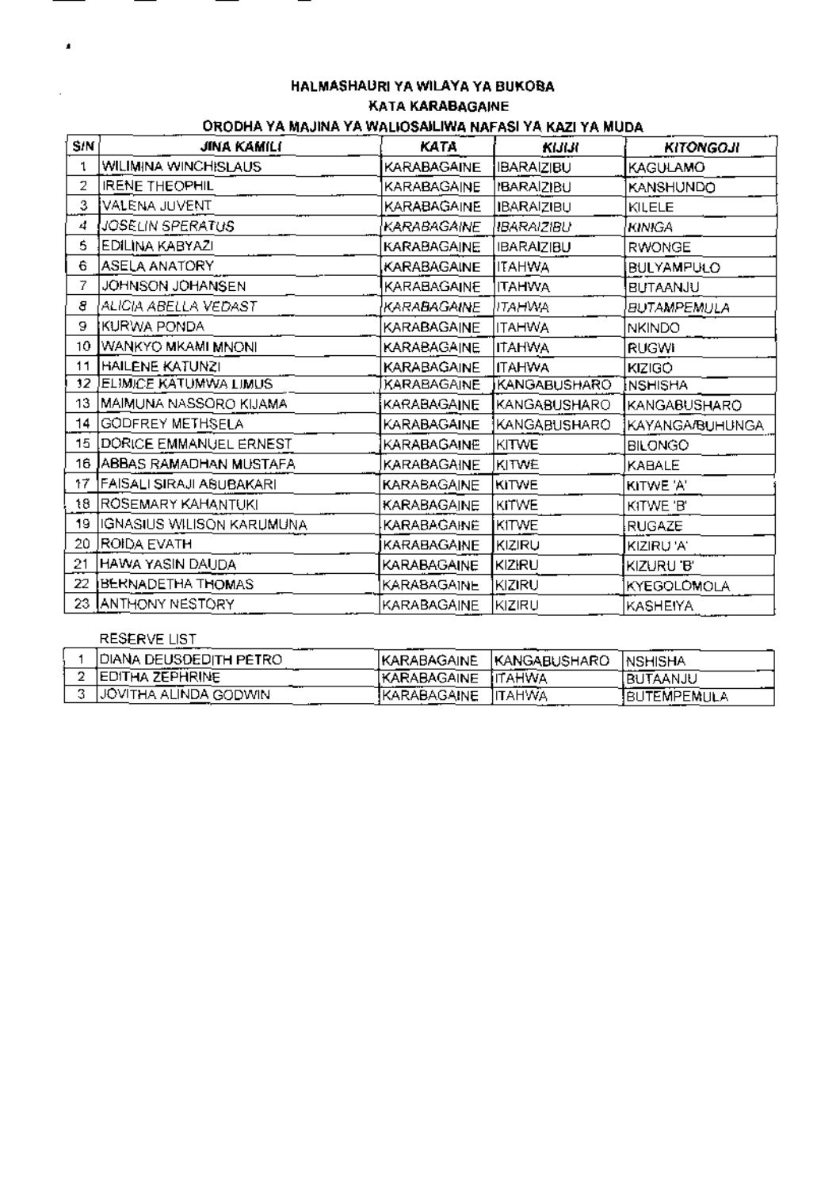## HALMASHAURI YA WILAYA YA BUKOBA
### KATA KARABAGAINE
### ORODHA YA MAJINA YA WALIOSAILIWA NAFASI YA KAZI YA MUDA

| S/N | JINA KAMILI | KATA | KIJIJI | KITONGOJI |
|---|---|---|---|---|
| 1 | WILIMINA WINCHISLAUS | KARABAGAINE | IBARAIZIBU | KAGULAMO |
| 2 | IRENE THEOPHIL | KARABAGAINE | IBARAIZIBU | KANSHUNDO |
| 3 | VALENA JUVENT | KARABAGAINE | IBARAIZIBU | KILELE |
| 4 | JOSELIN SPERATUS | KARABAGAINE | IBARAIZIBU | KINIGA |
| 5 | EDILINA KABYAZI | KARABAGAINE | IBARAIZIBU | RWONGE |
| 6 | ASELA ANATORY | KARABAGAINE | ITAHWA | BULYAMPULO |
| 7 | JOHNSON JOHANSEN | KARABAGAINE | ITAHWA | BUTAANJU |
| 8 | ALICIA ABELLA VEDAST | KARABAGAINE | ITAHWA | BUTAMPEMULA |
| 9 | KURWA PONDA | KARABAGAINE | ITAHWA | NKINDO |
| 10 | WANKYO MKAMI MNONI | KARABAGAINE | ITAHWA | RUGWI |
| 11 | HAILENE KATUNZI | KARABAGAINE | ITAHWA | KIZIGO |
| 12 | ELIMICE KATUMWA LIMUS | KARABAGAINE | KANGABUSHARO | NSHISHA |
| 13 | MAIMUNA NASSORO KIJAMA | KARABAGAINE | KANGABUSHARO | KANGABUSHARO |
| 14 | GODFREY METHSELA | KARABAGAINE | KANGABUSHARO | KAYANGA/BUHUNGA |
| 15 | DORICE EMMANUEL ERNEST | KARABAGAINE | KITWE | BILONGO |
| 16 | ABBAS RAMADHAN MUSTAFA | KARABAGAINE | KITWE | KABALE |
| 17 | FAISALI SIRAJI ABUBAKARI | KARABAGAINE | KITWE | KITWE 'A' |
| 18 | ROSEMARY KAHANTUKI | KARABAGAINE | KITWE | KITWE 'B' |
| 19 | IGNASIUS WILISON KARUMUNA | KARABAGAINE | KITWE | RUGAZE |
| 20 | ROIDA EVATH | KARABAGAINE | KIZIRU | KIZIRU 'A' |
| 21 | HAWA YASIN DAUDA | KARABAGAINE | KIZIRU | KIZURU 'B' |
| 22 | BERNADETHA THOMAS | KARABAGAINE | KIZIRU | KYEGOLOMOLA |
| 23 | ANTHONY NESTORY | KARABAGAINE | KIZIRU | KASHEIYA |

RESERVE LIST

| S/N | JINA KAMILI | KATA | KIJIJI | KITONGOJI |
|---|---|---|---|---|
| 1 | DIANA DEUSDEDITH PETRO | KARABAGAINE | KANGABUSHARO | NSHISHA |
| 2 | EDITHA ZEPHRINE | KARABAGAINE | ITAHWA | BUTAANJU |
| 3 | JOVITHA ALINDA GODWIN | KARABAGAINE | ITAHWA | BUTEMPEMULA |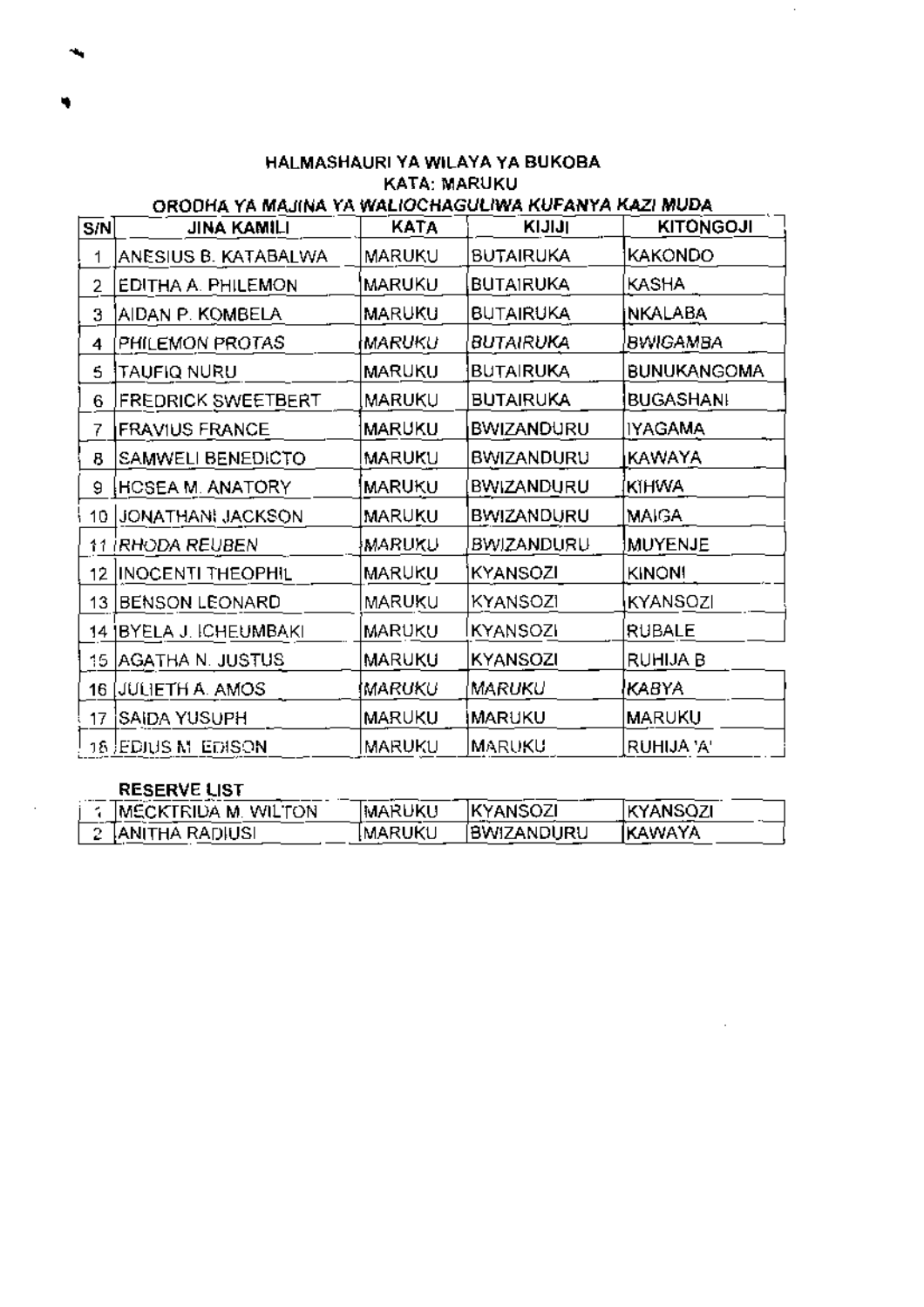**HALMASHAURI YA WILAYA YA BUKOBA**
**KATA: MARUKU**
**ORODHA YA MAJINA YA WALIOCHAGULIWA KUFANYA KAZI MUDA**

| S/N | JINA KAMILI | KATA | KIJIJI | KITONGOJI |
|---|---|---|---|---|
| 1 | ANESIUS B. KATABALWA | MARUKU | BUTAIRUKA | KAKONDO |
| 2 | EDITHA A. PHILEMON | MARUKU | BUTAIRUKA | KASHA |
| 3 | AIDAN P. KOMBELA | MARUKU | BUTAIRUKA | NKALABA |
| 4 | PHILEMON PROTAS | MARUKU | BUTAIRUKA | BWIGAMBA |
| 5 | TAUFIQ NURU | MARUKU | BUTAIRUKA | BUNUKANGOMA |
| 6 | FREDRICK SWEETBERT | MARUKU | BUTAIRUKA | BUGASHANI |
| 7 | FRAVIUS FRANCE | MARUKU | BWIZANDURU | IYAGAMA |
| 8 | SAMWELI BENEDICTO | MARUKU | BWIZANDURU | KAWAYA |
| 9 | HOSEA M. ANATORY | MARUKU | BWIZANDURU | KIHWA |
| 10 | JONATHANI JACKSON | MARUKU | BWIZANDURU | MAIGA |
| 11 | RHODA REUBEN | MARUKU | BWIZANDURU | MUYENJE |
| 12 | INOCENTI THEOPHIL | MARUKU | KYANSOZI | KINONI |
| 13 | BENSON LEONARD | MARUKU | KYANSOZI | KYANSOZI |
| 14 | BYELA J. ICHEUMBAKI | MARUKU | KYANSOZI | RUBALE |
| 15 | AGATHA N. JUSTUS | MARUKU | KYANSOZI | RUHIJA B |
| 16 | JULIETH A. AMOS | MARUKU | MARUKU | KABYA |
| 17 | SAIDA YUSUPH | MARUKU | MARUKU | MARUKU |
| 18 | EDIUS M. EDISON | MARUKU | MARUKU | RUHIJA 'A' |

**RESERVE LIST**

| S/N | JINA KAMILI | KATA | KIJIJI | KITONGOJI |
|---|---|---|---|---|
| 1 | MECKTRIDA M. WILTON | MARUKU | KYANSOZI | KYANSOZI |
| 2 | ANITHA RADIUSI | MARUKU | BWIZANDURU | KAWAYA |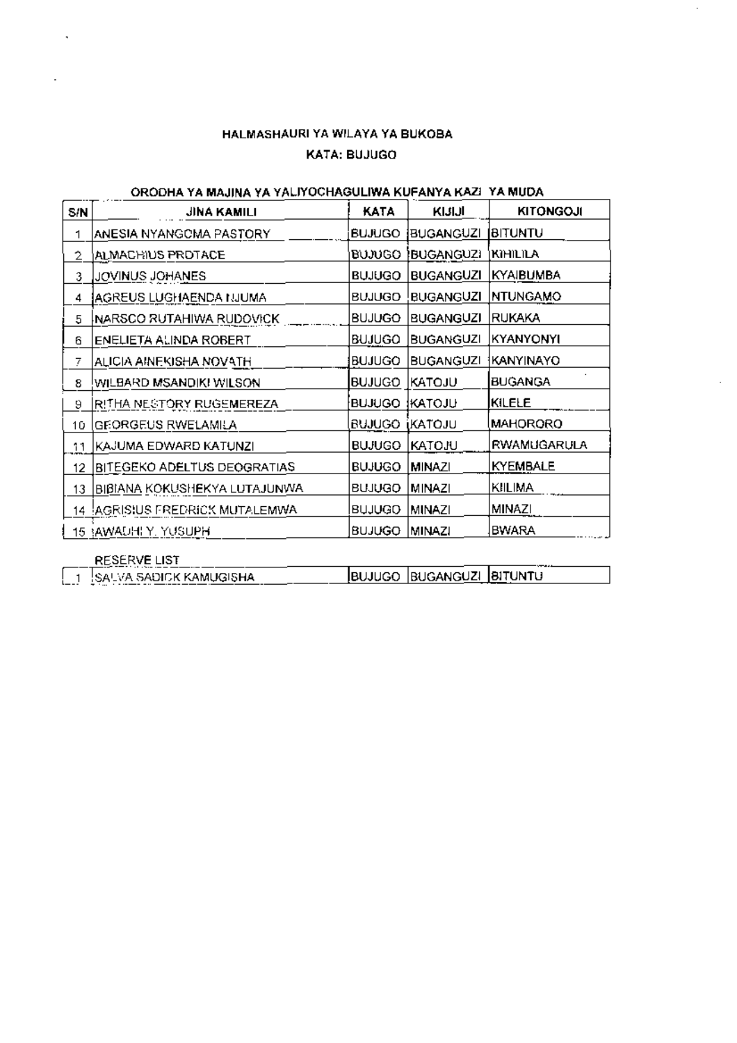**HALMASHAURI YA WILAYA YA BUKOBA**

**KATA: BUJUGO**

**ORODHA YA MAJINA YA YALIYOCHAGULIWA KUFANYA KAZI YA MUDA**

| S/N | JINA KAMILI | KATA | KIJIJI | KITONGOJI |
|---|---|---|---|---|
| 1 | ANESIA NYANGOMA PASTORY | BUJUGO | BUGANGUZI | BITUNTU |
| 2 | ALMACHIUS PROTACE | BUJUGO | BUGANGUZI | KIHILILA |
| 3 | JOVINUS JOHANES | BUJUGO | BUGANGUZI | KYAIBUMBA |
| 4 | AGREUS LUGHAENDA NJUMA | BUJUGO | BUGANGUZI | NTUNGAMO |
| 5 | NARSCO RUTAHIWA RUDOVICK | BUJUGO | BUGANGUZI | RUKAKA |
| 6 | ENELIETA ALINDA ROBERT | BUJUGO | BUGANGUZI | KYANYONYI |
| 7 | ALICIA AINEKISHA NOVATH | BUJUGO | BUGANGUZI | KANYINAYO |
| 8 | WILBARD MSANDIKI WILSON | BUJUGO | KATOJU | BUGANGA |
| 9 | RITHA NESTORY RUGEMEREZA | BUJUGO | KATOJU | KILELE |
| 10 | GEORGEUS RWELAMILA | BUJUGO | KATOJU | MAHORORO |
| 11 | KAJUMA EDWARD KATUNZI | BUJUGO | KATOJU | RWAMUGARULA |
| 12 | BITEGEKO ADELTUS DEOGRATIAS | BUJUGO | MINAZI | KYEMBALE |
| 13 | BIBIANA KOKUSHEKYA LUTAJUNWA | BUJUGO | MINAZI | KIILIMA |
| 14 | AGRISIUS FREDRICK MUTALEMWA | BUJUGO | MINAZI | MINAZI |
| 15 | AWADHI Y. YUSUPH | BUJUGO | MINAZI | BWARA |

RESERVE LIST

| S/N | JINA KAMILI | KATA | KIJIJI | KITONGOJI |
|---|---|---|---|---|
| 1 | SALVA SADICK KAMUGISHA | BUJUGO | BUGANGUZI | BITUNTU |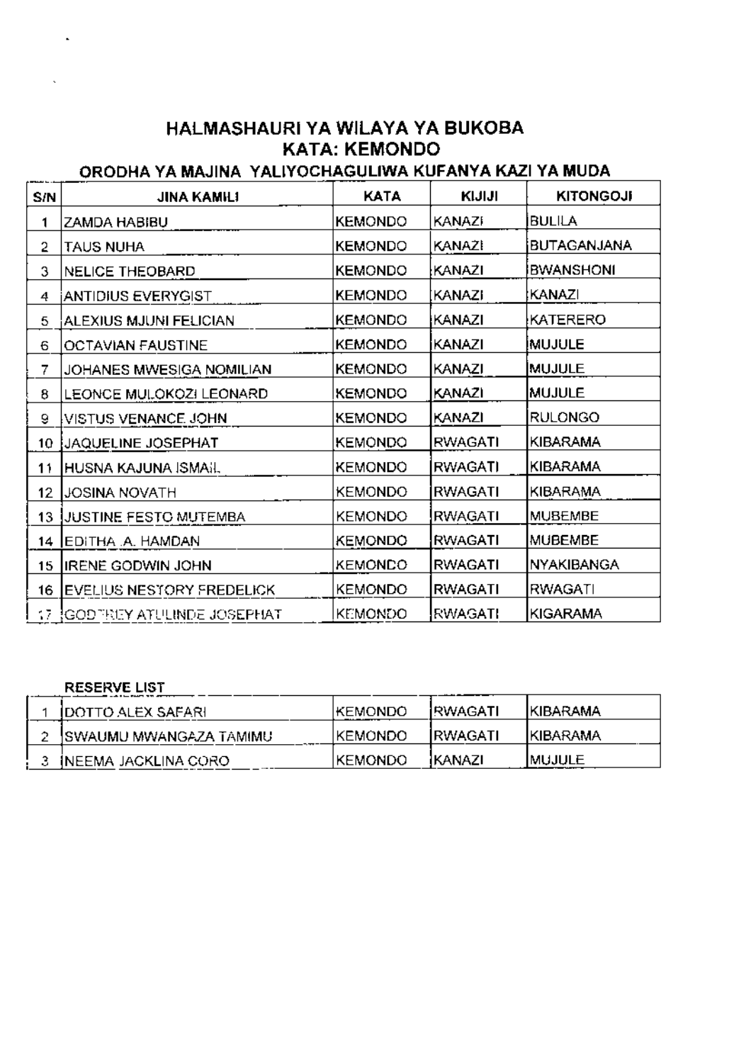## HALMASHAURI YA WILAYA YA BUKOBA
## KATA: KEMONDO
### ORODHA YA MAJINA YALIYOCHAGULIWA KUFANYA KAZI YA MUDA

| S/N | JINA KAMILI | KATA | KIJIJI | KITONGOJI |
|---|---|---|---|---|
| 1 | ZAMDA HABIBU | KEMONDO | KANAZI | BULILA |
| 2 | TAUS NUHA | KEMONDO | KANAZI | BUTAGANJANA |
| 3 | NELICE THEOBARD | KEMONDO | KANAZI | BWANSHONI |
| 4 | ANTIDIUS EVERYGIST | KEMONDO | KANAZI | KANAZI |
| 5 | ALEXIUS MJUNI FELICIAN | KEMONDO | KANAZI | KATERERO |
| 6 | OCTAVIAN FAUSTINE | KEMONDO | KANAZI | MUJULE |
| 7 | JOHANES MWESIGA NOMILIAN | KEMONDO | KANAZI | MUJULE |
| 8 | LEONCE MULOKOZI LEONARD | KEMONDO | KANAZI | MUJULE |
| 9 | VISTUS VENANCE JOHN | KEMONDO | KANAZI | RULONGO |
| 10 | JAQUELINE JOSEPHAT | KEMONDO | RWAGATI | KIBARAMA |
| 11 | HUSNA KAJUNA ISMAIL | KEMONDO | RWAGATI | KIBARAMA |
| 12 | JOSINA NOVATH | KEMONDO | RWAGATI | KIBARAMA |
| 13 | JUSTINE FESTO MUTEMBA | KEMONDO | RWAGATI | MUBEMBE |
| 14 | EDITHA .A. HAMDAN | KEMONDO | RWAGATI | MUBEMBE |
| 15 | IRENE GODWIN JOHN | KEMONDO | RWAGATI | NYAKIBANGA |
| 16 | EVELIUS NESTORY FREDELICK | KEMONDO | RWAGATI | RWAGATI |
| 17 | GODFREY ATULINDE JOSEPHAT | KEMONDO | RWAGATI | KIGARAMA |

**RESERVE LIST**

| S/N | JINA KAMILI | KATA | KIJIJI | KITONGOJI |
|---|---|---|---|---|
| 1 | DOTTO ALEX SAFARI | KEMONDO | RWAGATI | KIBARAMA |
| 2 | SWAUMU MWANGAZA TAMIMU | KEMONDO | RWAGATI | KIBARAMA |
| 3 | NEEMA JACKLINA CORO | KEMONDO | KANAZI | MUJULE |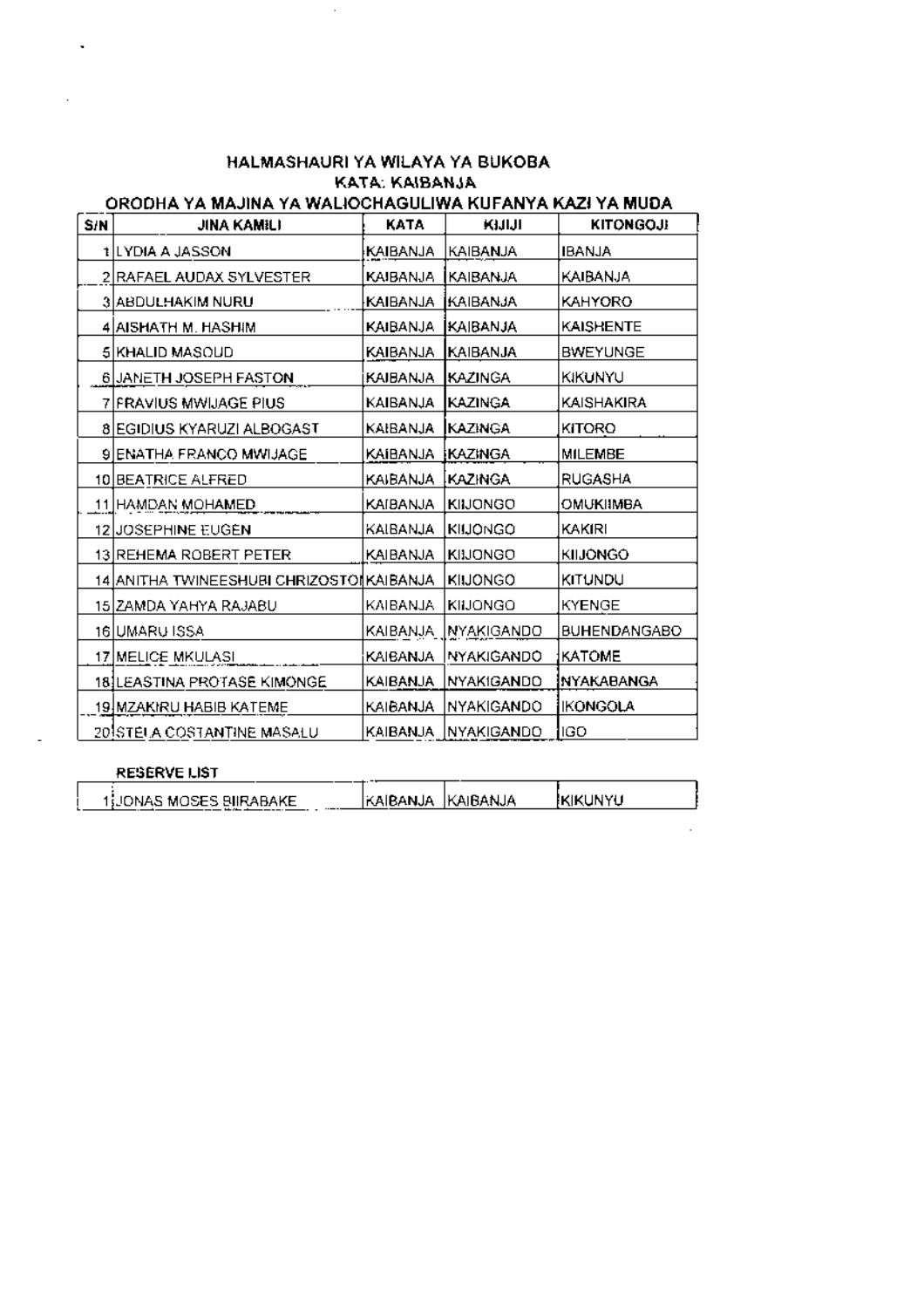## HALMASHAURI YA WILAYA YA BUKOBA
### KATA: KAIBANJA
### ORODHA YA MAJINA YA WALIOCHAGULIWA KUFANYA KAZI YA MUDA

| S/N | JINA KAMILI | KATA | KIJIJI | KITONGOJI |
|---|---|---|---|---|
| 1 | LYDIA A JASSON | KAIBANJA | KAIBANJA | IBANJA |
| 2 | RAFAEL AUDAX SYLVESTER | KAIBANJA | KAIBANJA | KAIBANJA |
| 3 | ABDULHAKIM NURU | KAIBANJA | KAIBANJA | KAHYORO |
| 4 | AISHATH M. HASHIM | KAIBANJA | KAIBANJA | KAISHENTE |
| 5 | KHALID MASOUD | KAIBANJA | KAIBANJA | BWEYUNGE |
| 6 | JANETH JOSEPH FASTON | KAIBANJA | KAZINGA | KIKUNYU |
| 7 | FRAVIUS MWIJAGE PIUS | KAIBANJA | KAZINGA | KAISHAKIRA |
| 8 | EGIDIUS KYARUZI ALBOGAST | KAIBANJA | KAZINGA | KITORO |
| 9 | ENATHA FRANCO MWIJAGE | KAIBANJA | KAZINGA | MILEMBE |
| 10 | BEATRICE ALFRED | KAIBANJA | KAZINGA | RUGASHA |
| 11 | HAMDAN MOHAMED | KAIBANJA | KIIJONGO | OMUKIIMBA |
| 12 | JOSEPHINE EUGEN | KAIBANJA | KIIJONGO | KAKIRI |
| 13 | REHEMA ROBERT PETER | KAIBANJA | KIIJONGO | KIIJONGO |
| 14 | ANITHA TWINEESHUBI CHRIZOSTO | KAIBANJA | KIIJONGO | KITUNDU |
| 15 | ZAMDA YAHYA RAJABU | KAIBANJA | KIIJONGO | KYENGE |
| 16 | UMARU ISSA | KAIBANJA | NYAKIGANDO | BUHENDANGABO |
| 17 | MELICE MKULASI | KAIBANJA | NYAKIGANDO | KATOME |
| 18 | LEASTINA PROTASE KIMONGE | KAIBANJA | NYAKIGANDO | NYAKABANGA |
| 19 | MZAKIRU HABIB KATEME | KAIBANJA | NYAKIGANDO | IKONGOLA |
| 20 | STELA COSTANTINE MASALU | KAIBANJA | NYAKIGANDO | IGO |

**RESERVE LIST**

| S/N | JINA KAMILI | KATA | KIJIJI | KITONGOJI |
|---|---|---|---|---|
| 1 | JONAS MOSES BIIRABAKE | KAIBANJA | KAIBANJA | KIKUNYU |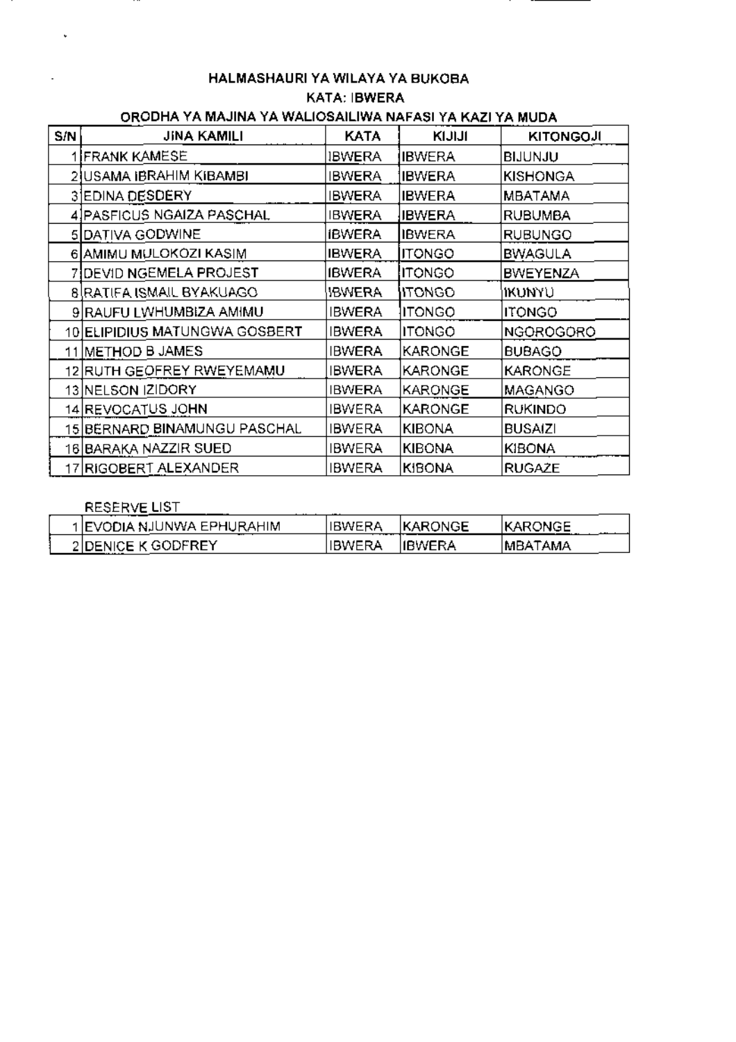**HALMASHAURI YA WILAYA YA BUKOBA**

**KATA: IBWERA**

**ORODHA YA MAJINA YA WALIOSAILIWA NAFASI YA KAZI YA MUDA**

| S/N | JINA KAMILI | KATA | KIJIJI | KITONGOJI |
|---|---|---|---|---|
| 1 | FRANK KAMESE | IBWERA | IBWERA | BIJUNJU |
| 2 | USAMA IBRAHIM KIBAMBI | IBWERA | IBWERA | KISHONGA |
| 3 | EDINA DESDERY | IBWERA | IBWERA | MBATAMA |
| 4 | PASFICUS NGAIZA PASCHAL | IBWERA | IBWERA | RUBUMBA |
| 5 | DATIVA GODWINE | IBWERA | IBWERA | RUBUNGO |
| 6 | AMIMU MULOKOZI KASIM | IBWERA | ITONGO | BWAGULA |
| 7 | DEVID NGEMELA PROJEST | IBWERA | ITONGO | BWEYENZA |
| 8 | RATIFA ISMAIL BYAKUAGO | IBWERA | ITONGO | IKUNYU |
| 9 | RAUFU LWHUMBIZA AMIMU | IBWERA | ITONGO | ITONGO |
| 10 | ELIPIDIUS MATUNGWA GOSBERT | IBWERA | ITONGO | NGOROGORO |
| 11 | METHOD B JAMES | IBWERA | KARONGE | BUBAGO |
| 12 | RUTH GEOFREY RWEYEMAMU | IBWERA | KARONGE | KARONGE |
| 13 | NELSON IZIDORY | IBWERA | KARONGE | MAGANGO |
| 14 | REVOCATUS JOHN | IBWERA | KARONGE | RUKINDO |
| 15 | BERNARD BINAMUNGU PASCHAL | IBWERA | KIBONA | BUSAIZI |
| 16 | BARAKA NAZZIR SUED | IBWERA | KIBONA | KIBONA |
| 17 | RIGOBERT ALEXANDER | IBWERA | KIBONA | RUGAZE |

RESERVE LIST

| S/N | JINA KAMILI | KATA | KIJIJI | KITONGOJI |
|---|---|---|---|---|
| 1 | EVODIA NJUNWA EPHURAHIM | IBWERA | KARONGE | KARONGE |
| 2 | DENICE K GODFREY | IBWERA | IBWERA | MBATAMA |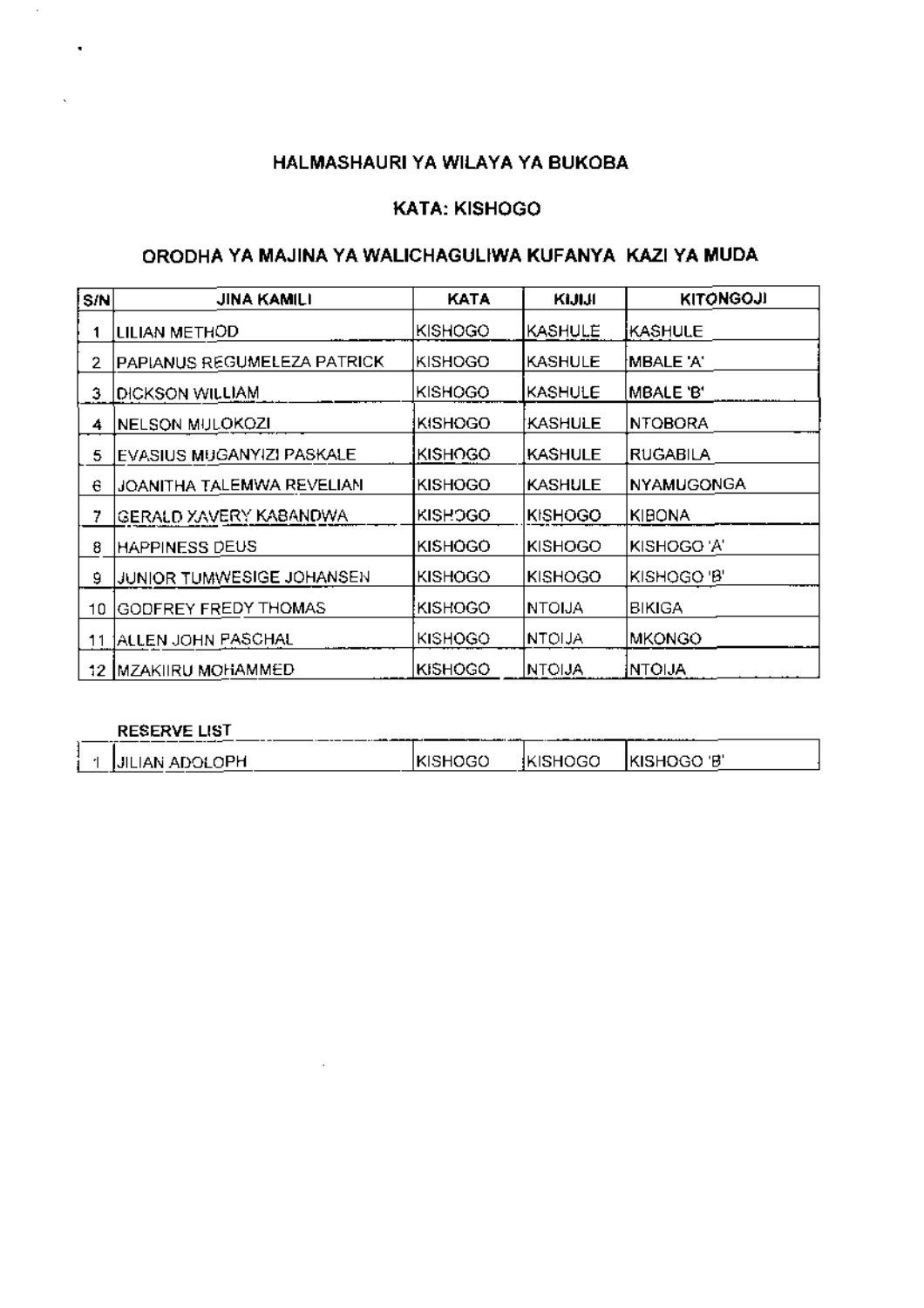### HALMASHAURI YA WILAYA YA BUKOBA

### KATA: KISHOGO

### ORODHA YA MAJINA YA WALICHAGULIWA KUFANYA KAZI YA MUDA

| S/N | JINA KAMILI | KATA | KIJIJI | KITONGOJI |
|---|---|---|---|---|
| 1 | LILIAN METHOD | KISHOGO | KASHULE | KASHULE |
| 2 | PAPIANUS REGUMELEZA PATRICK | KISHOGO | KASHULE | MBALE 'A' |
| 3 | DICKSON WILLIAM | KISHOGO | KASHULE | MBALE 'B' |
| 4 | NELSON MULOKOZI | KISHOGO | KASHULE | NTOBORA |
| 5 | EVASIUS MUGANYIZI PASKALE | KISHOGO | KASHULE | RUGABILA |
| 6 | JOANITHA TALEMWA REVELIAN | KISHOGO | KASHULE | NYAMUGONGA |
| 7 | GERALD XAVERY KABANDWA | KISHOGO | KISHOGO | KIBONA |
| 8 | HAPPINESS DEUS | KISHOGO | KISHOGO | KISHOGO 'A' |
| 9 | JUNIOR TUMWESIGE JOHANSEN | KISHOGO | KISHOGO | KISHOGO 'B' |
| 10 | GODFREY FREDY THOMAS | KISHOGO | NTOIJA | BIKIGA |
| 11 | ALLEN JOHN PASCHAL | KISHOGO | NTOIJA | MKONGO |
| 12 | MZAKIIRU MOHAMMED | KISHOGO | NTOIJA | NTOIJA |

**RESERVE LIST**

| | | | | |
|---|---|---|---|---|
| 1 | JILIAN ADOLOPH | KISHOGO | KISHOGO | KISHOGO 'B' |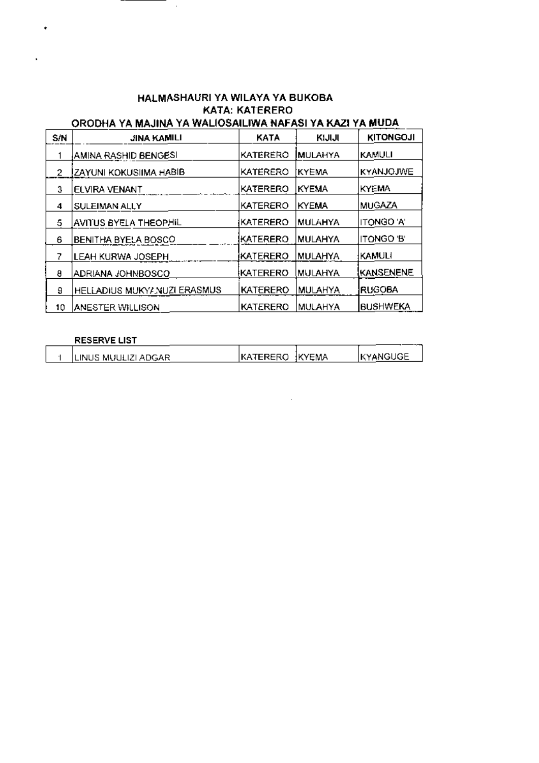## HALMASHAURI YA WILAYA YA BUKOBA
## KATA: KATERERO
## ORODHA YA MAJINA YA WALIOSAILIWA NAFASI YA KAZI YA MUDA

| S/N | JINA KAMILI | KATA | KIJIJI | KITONGOJI |
|---|---|---|---|---|
| 1 | AMINA RASHID BENGESI | KATERERO | MULAHYA | KAMULI |
| 2 | ZAYUNI KOKUSIIMA HABIB | KATERERO | KYEMA | KYANJOJWE |
| 3 | ELVIRA VENANT | KATERERO | KYEMA | KYEMA |
| 4 | SULEIMAN ALLY | KATERERO | KYEMA | MUGAZA |
| 5 | AVITUS BYELA THEOPHIL | KATERERO | MULAHYA | ITONGO 'A' |
| 6 | BENITHA BYELA BOSCO | KATERERO | MULAHYA | ITONGO 'B' |
| 7 | LEAH KURWA JOSEPH | KATERERO | MULAHYA | KAMULI |
| 8 | ADRIANA JOHNBOSCO | KATERERO | MULAHYA | KANSENENE |
| 9 | HELLADIUS MUKYANUZI ERASMUS | KATERERO | MULAHYA | RUGOBA |
| 10 | ANESTER WILLISON | KATERERO | MULAHYA | BUSHWEKA |

**RESERVE LIST**

| S/N | JINA KAMILI | KATA | KIJIJI | KITONGOJI |
|---|---|---|---|---|
| 1 | LINUS MUULIZI ADGAR | KATERERO | KYEMA | KYANGUGE |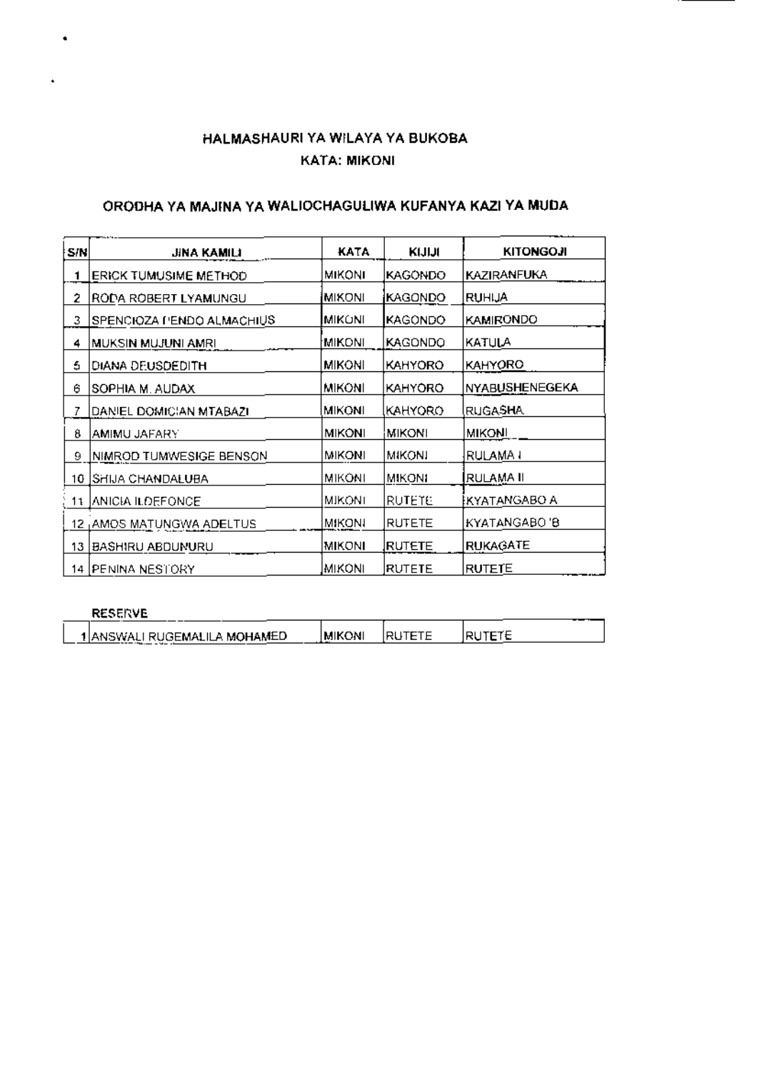# HALMASHAURI YA WILAYA YA BUKOBA

## KATA: MIKONI

### ORODHA YA MAJINA YA WALIOCHAGULIWA KUFANYA KAZI YA MUDA

| S/N | JINA KAMILI | KATA | KIJIJI | KITONGOJI |
|---|---|---|---|---|
| 1 | ERICK TUMUSIME METHOD | MIKONI | KAGONDO | KAZIRANFUKA |
| 2 | RODA ROBERT LYAMUNGU | MIKONI | KAGONDO | RUHIJA |
| 3 | SPENCIOZA PENDO ALMACHIUS | MIKONI | KAGONDO | KAMIRONDO |
| 4 | MUKSIN MUJUNI AMRI | MIKONI | KAGONDO | KATULA |
| 5 | DIANA DEUSDEDITH | MIKONI | KAHYORO | KAHYORO |
| 6 | SOPHIA M. AUDAX | MIKONI | KAHYORO | NYABUSHENEGEKA |
| 7 | DANIEL DOMICIAN MTABAZI | MIKONI | KAHYORO | RUGASHA |
| 8 | AMIMU JAFARY | MIKONI | MIKONI | MIKONI |
| 9 | NIMROD TUMWESIGE BENSON | MIKONI | MIKONI | RULAMA I |
| 10 | SHIJA CHANDALUBA | MIKONI | MIKONI | RULAMA II |
| 11 | ANICIA ILDEFONCE | MIKONI | RUTETE | KYATANGABO A |
| 12 | AMOS MATUNGWA ADELTUS | MIKONI | RUTETE | KYATANGABO 'B |
| 13 | BASHIRU ABDUNURU | MIKONI | RUTETE | RUKAGATE |
| 14 | PENINA NESTORY | MIKONI | RUTETE | RUTETE |

**RESERVE**

| S/N | JINA KAMILI | KATA | KIJIJI | KITONGOJI |
|---|---|---|---|---|
| 1 | ANSWALI RUGEMALILA MOHAMED | MIKONI | RUTETE | RUTETE |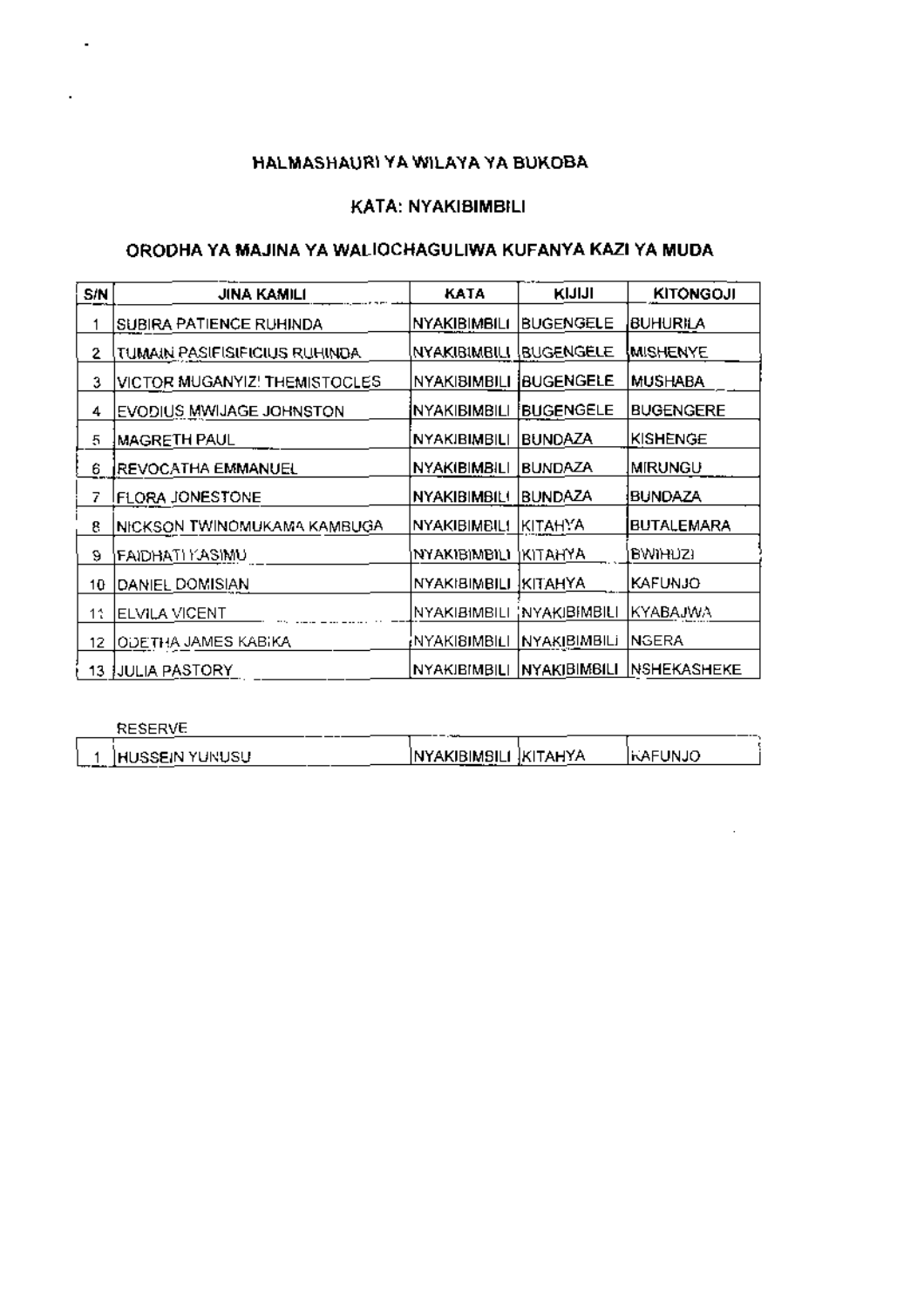HALMASHAURI YA WILAYA YA BUKOBA

KATA: NYAKIBIMBILI

ORODHA YA MAJINA YA WALIOCHAGULIWA KUFANYA KAZI YA MUDA

| S/N | JINA KAMILI | KATA | KIJIJI | KITONGOJI |
|---|---|---|---|---|
| 1 | SUBIRA PATIENCE RUHINDA | NYAKIBIMBILI | BUGENGELE | BUHURILA |
| 2 | TUMAIN PASIFISIFICIUS RUHINDA | NYAKIBIMBILI | BUGENGELE | MISHENYE |
| 3 | VICTOR MUGANYIZI THEMISTOCLES | NYAKIBIMBILI | BUGENGELE | MUSHABA |
| 4 | EVODIUS MWIJAGE JOHNSTON | NYAKIBIMBILI | BUGENGELE | BUGENGERE |
| 5 | MAGRETH PAUL | NYAKIBIMBILI | BUNDAZA | KISHENGE |
| 6 | REVOCATHA EMMANUEL | NYAKIBIMBILI | BUNDAZA | MIRUNGU |
| 7 | FLORA JONESTONE | NYAKIBIMBILI | BUNDAZA | BUNDAZA |
| 8 | NICKSON TWINOMUKAMA KAMBUGA | NYAKIBIMBILI | KITAHYA | BUTALEMARA |
| 9 | FAIDHATI KASIMU | NYAKIBIMBILI | KITAHYA | BWIHUZI |
| 10 | DANIEL DOMISIAN | NYAKIBIMBILI | KITAHYA | KAFUNJO |
| 11 | ELVILA VICENT | NYAKIBIMBILI | NYAKIBIMBILI | KYABAJWA |
| 12 | ODETHA JAMES KABIKA | NYAKIBIMBILI | NYAKIBIMBILI | NGERA |
| 13 | JULIA PASTORY | NYAKIBIMBILI | NYAKIBIMBILI | NSHEKASHEKE |

RESERVE

| S/N | JINA KAMILI | KATA | KIJIJI | KITONGOJI |
|---|---|---|---|---|
| 1 | HUSSEIN YUNUSU | NYAKIBIMBILI | KITAHYA | KAFUNJO |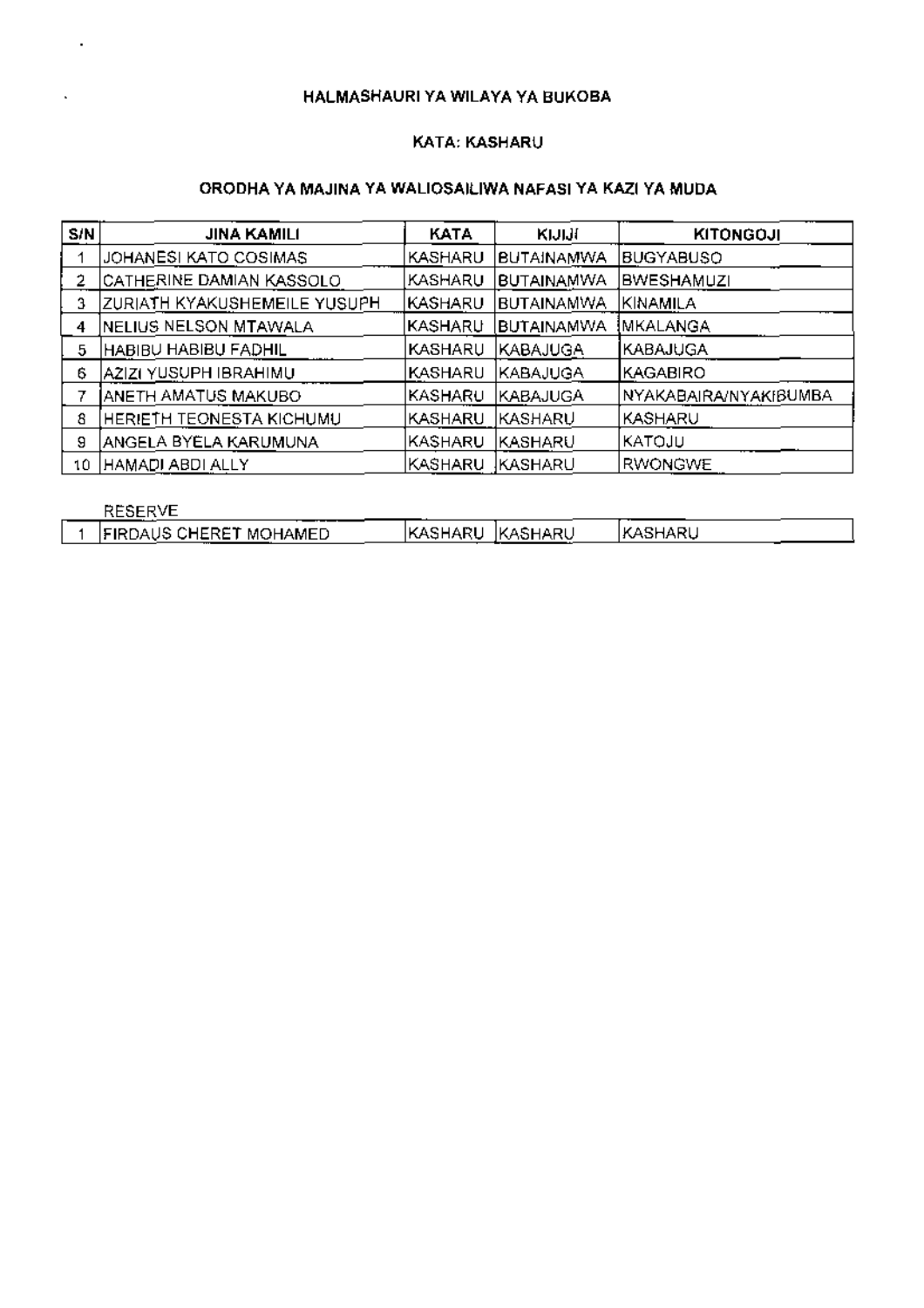HALMASHAURI YA WILAYA YA BUKOBA

KATA: KASHARU

ORODHA YA MAJINA YA WALIOSAILIWA NAFASI YA KAZI YA MUDA

| S/N | JINA KAMILI | KATA | KIJIJI | KITONGOJI |
|---|---|---|---|---|
| 1 | JOHANESI KATO COSIMAS | KASHARU | BUTAINAMWA | BUGYABUSO |
| 2 | CATHERINE DAMIAN KASSOLO | KASHARU | BUTAINAMWA | BWESHAMUZI |
| 3 | ZURIATH KYAKUSHEMEILE YUSUPH | KASHARU | BUTAINAMWA | KINAMILA |
| 4 | NELIUS NELSON MTAWALA | KASHARU | BUTAINAMWA | MKALANGA |
| 5 | HABIBU HABIBU FADHIL | KASHARU | KABAJUGA | KABAJUGA |
| 6 | AZIZI YUSUPH IBRAHIMU | KASHARU | KABAJUGA | KAGABIRO |
| 7 | ANETH AMATUS MAKUBO | KASHARU | KABAJUGA | NYAKABAIRA/NYAKIBUMBA |
| 8 | HERIETH TEONESTA KICHUMU | KASHARU | KASHARU | KASHARU |
| 9 | ANGELA BYELA KARUMUNA | KASHARU | KASHARU | KATOJU |
| 10 | HAMADI ABDI ALLY | KASHARU | KASHARU | RWONGWE |

RESERVE

| S/N | JINA KAMILI | KATA | KIJIJI | KITONGOJI |
|---|---|---|---|---|
| 1 | FIRDAUS CHERET MOHAMED | KASHARU | KASHARU | KASHARU |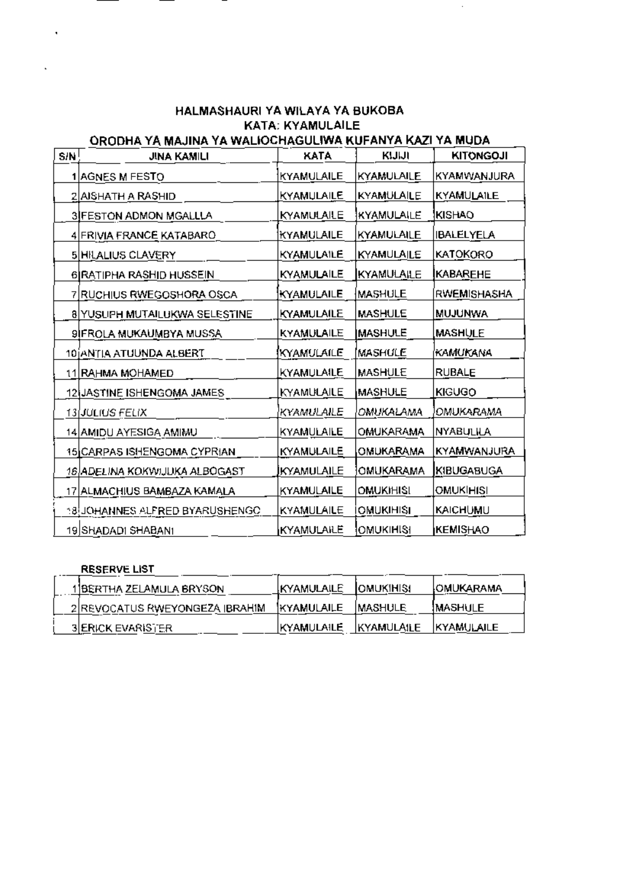## HALMASHAURI YA WILAYA YA BUKOBA
## KATA: KYAMULAILE
### ORODHA YA MAJINA YA WALIOCHAGULIWA KUFANYA KAZI YA MUDA

| S/N | JINA KAMILI | KATA | KIJIJI | KITONGOJI |
|---|---|---|---|---|
| 1 | AGNES M FESTO | KYAMULAILE | KYAMULAILE | KYAMWANJURA |
| 2 | AISHATH A RASHID | KYAMULAILE | KYAMULAILE | KYAMULAILE |
| 3 | FESTON ADMON MGALLLA | KYAMULAILE | KYAMULAILE | KISHAO |
| 4 | FRIVIA FRANCE KATABARO | KYAMULAILE | KYAMULAILE | IBALELYELA |
| 5 | HILALIUS CLAVERY | KYAMULAILE | KYAMULAILE | KATOKORO |
| 6 | RATIPHA RASHID HUSSEIN | KYAMULAILE | KYAMULAILE | KABAREHE |
| 7 | RUCHIUS RWEGOSHORA OSCA | KYAMULAILE | MASHULE | RWEMISHASHA |
| 8 | YUSUPH MUTAILUKWA SELESTINE | KYAMULAILE | MASHULE | MUJUNWA |
| 9 | FROLA MUKAUMBYA MUSSA | KYAMULAILE | MASHULE | MASHULE |
| 10 | ANTIA ATUUNDA ALBERT | KYAMULAILE | MASHULE | KAMUKANA |
| 11 | RAHMA MOHAMED | KYAMULAILE | MASHULE | RUBALE |
| 12 | JASTINE ISHENGOMA JAMES | KYAMULAILE | MASHULE | KIGUGO |
| 13 | JULIUS FELIX | KYAMULAILE | OMUKALAMA | OMUKARAMA |
| 14 | AMIDU AYESIGA AMIMU | KYAMULAILE | OMUKARAMA | NYABULILA |
| 15 | CARPAS ISHENGOMA CYPRIAN | KYAMULAILE | OMUKARAMA | KYAMWANJURA |
| 16 | ADELINA KOKWIJUKA ALBOGAST | KYAMULAILE | OMUKARAMA | KIBUGABUGA |
| 17 | ALMACHIUS BAMBAZA KAMALA | KYAMULAILE | OMUKIHISI | OMUKIHISI |
| 18 | JOHANNES ALFRED BYARUSHENGO | KYAMULAILE | OMUKIHISI | KAICHUMU |
| 19 | SHADADI SHABANI | KYAMULAILE | OMUKIHISI | KEMISHAO |

**RESERVE LIST**

| S/N | JINA KAMILI | KATA | KIJIJI | KITONGOJI |
|---|---|---|---|---|
| 1 | BERTHA ZELAMULA BRYSON | KYAMULAILE | OMUKIHISI | OMUKARAMA |
| 2 | REVOCATUS RWEYONGEZA IBRAHIM | KYAMULAILE | MASHULE | MASHULE |
| 3 | ERICK EVARISTER | KYAMULAILE | KYAMULAILE | KYAMULAILE |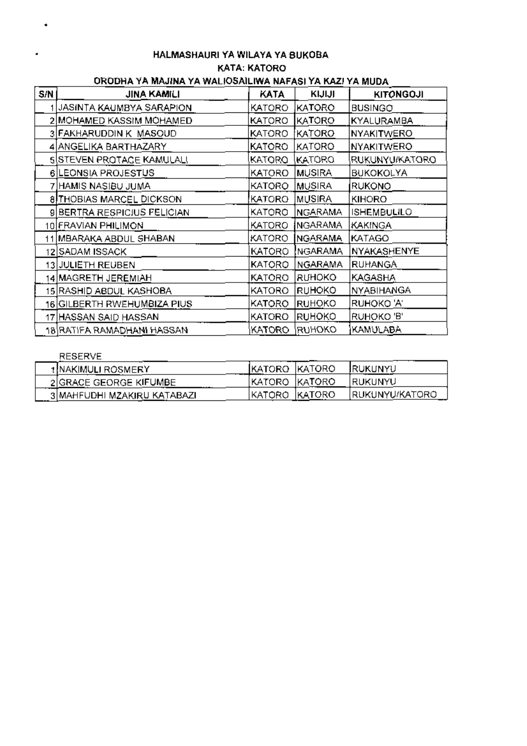**HALMASHAURI YA WILAYA YA BUKOBA**

**KATA: KATORO**

**ORODHA YA MAJINA YA WALIOSAILIWA NAFASI YA KAZI YA MUDA**

| S/N | JINA KAMILI | KATA | KIJIJI | KITONGOJI |
|---|---|---|---|---|
| 1 | JASINTA KAUMBYA SARAPION | KATORO | KATORO | BUSINGO |
| 2 | MOHAMED KASSIM MOHAMED | KATORO | KATORO | KYALURAMBA |
| 3 | FAKHARUDDIN K MASOUD | KATORO | KATORO | NYAKITWERO |
| 4 | ANGELIKA BARTHAZARY | KATORO | KATORO | NYAKITWERO |
| 5 | STEVEN PROTACE KAMULALI | KATORO | KATORO | RUKUNYU/KATORO |
| 6 | LEONSIA PROJESTUS | KATORO | MUSIRA | BUKOKOLYA |
| 7 | HAMIS NASIBU JUMA | KATORO | MUSIRA | RUKONO |
| 8 | THOBIAS MARCEL DICKSON | KATORO | MUSIRA | KIHORO |
| 9 | BERTRA RESPICIUS FELICIAN | KATORO | NGARAMA | ISHEMBULILO |
| 10 | FRAVIAN PHILIMON | KATORO | NGARAMA | KAKINGA |
| 11 | MBARAKA ABDUL SHABAN | KATORO | NGARAMA | KATAGO |
| 12 | SADAM ISSACK | KATORO | NGARAMA | NYAKASHENYE |
| 13 | JULIETH REUBEN | KATORO | NGARAMA | RUHANGA |
| 14 | MAGRETH JEREMIAH | KATORO | RUHOKO | KAGASHA |
| 15 | RASHID ABDUL KASHOBA | KATORO | RUHOKO | NYABIHANGA |
| 16 | GILBERTH RWEHUMBIZA PIUS | KATORO | RUHOKO | RUHOKO 'A' |
| 17 | HASSAN SAID HASSAN | KATORO | RUHOKO | RUHOKO 'B' |
| 18 | RATIFA RAMADHANI HASSAN | KATORO | RUHOKO | KAMULABA |

RESERVE

| S/N | JINA KAMILI | KATA | KIJIJI | KITONGOJI |
|---|---|---|---|---|
| 1 | NAKIMULI ROSMERY | KATORO | KATORO | RUKUNYU |
| 2 | GRACE GEORGE KIFUMBE | KATORO | KATORO | RUKUNYU |
| 3 | MAHFUDHI MZAKIRU KATABAZI | KATORO | KATORO | RUKUNYU/KATORO |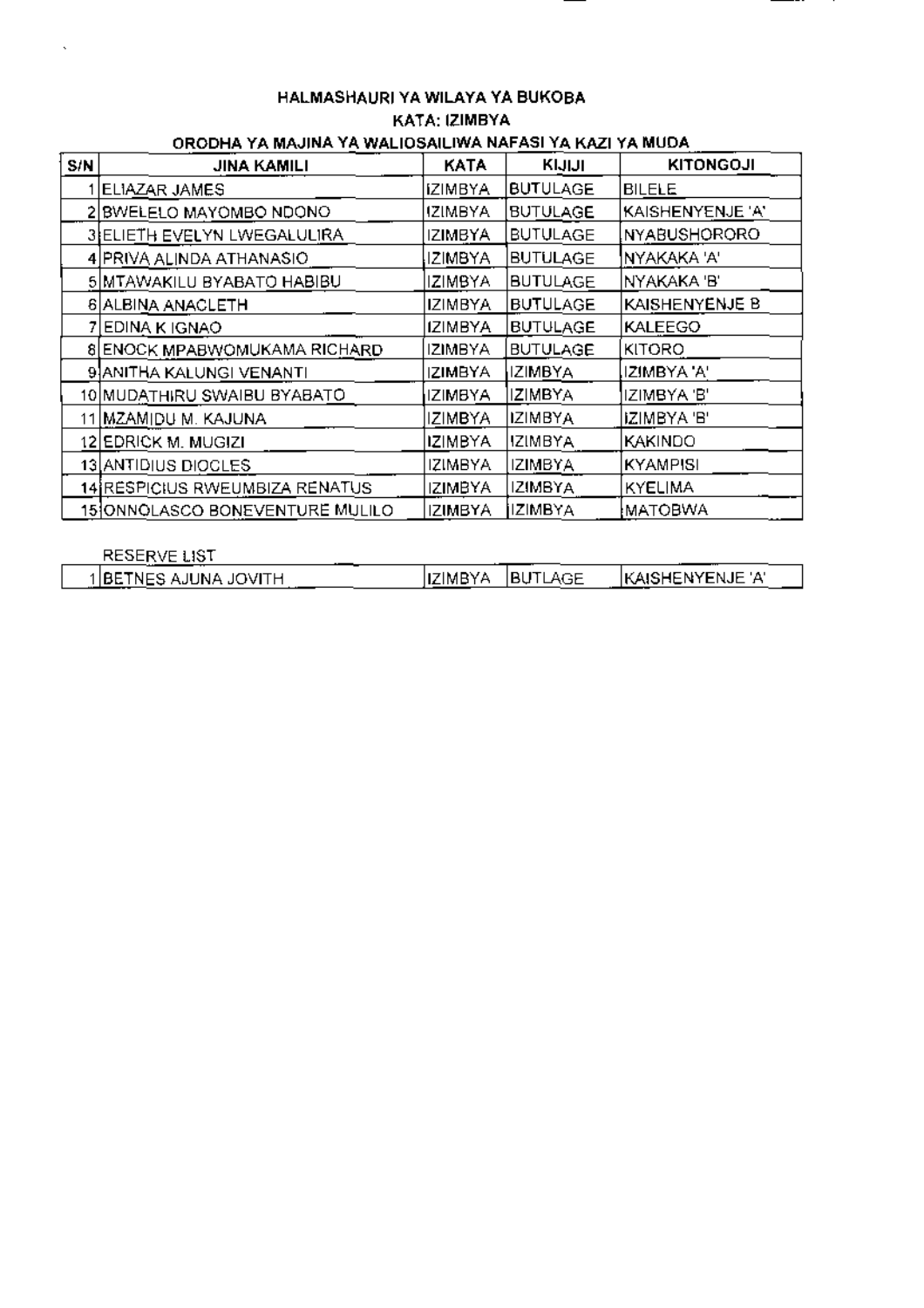**HALMASHAURI YA WILAYA YA BUKOBA**

**KATA: IZIMBYA**

**ORODHA YA MAJINA YA WALIOSAILIWA NAFASI YA KAZI YA MUDA**

| S/N | JINA KAMILI | KATA | KIJIJI | KITONGOJI |
|---|---|---|---|---|
| 1 | ELIAZAR JAMES | IZIMBYA | BUTULAGE | BILELE |
| 2 | BWELELO MAYOMBO NDONO | IZIMBYA | BUTULAGE | KAISHENYENJE 'A' |
| 3 | ELIETH EVELYN LWEGALULIRA | IZIMBYA | BUTULAGE | NYABUSHORORO |
| 4 | PRIVA ALINDA ATHANASIO | IZIMBYA | BUTULAGE | NYAKAKA 'A' |
| 5 | MTAWAKILU BYABATO HABIBU | IZIMBYA | BUTULAGE | NYAKAKA 'B' |
| 6 | ALBINA ANACLETH | IZIMBYA | BUTULAGE | KAISHENYENJE B |
| 7 | EDINA K IGNAO | IZIMBYA | BUTULAGE | KALEEGO |
| 8 | ENOCK MPABWOMUKAMA RICHARD | IZIMBYA | BUTULAGE | KITORO |
| 9 | ANITHA KALUNGI VENANTI | IZIMBYA | IZIMBYA | IZIMBYA 'A' |
| 10 | MUDATHIRU SWAIBU BYABATO | IZIMBYA | IZIMBYA | IZIMBYA 'B' |
| 11 | MZAMIDU M. KAJUNA | IZIMBYA | IZIMBYA | IZIMBYA 'B' |
| 12 | EDRICK M. MUGIZI | IZIMBYA | IZIMBYA | KAKINDO |
| 13 | ANTIDIUS DIOCLES | IZIMBYA | IZIMBYA | KYAMPISI |
| 14 | RESPICIUS RWEUMBIZA RENATUS | IZIMBYA | IZIMBYA | KYELIMA |
| 15 | ONNOLASCO BONEVENTURE MULILO | IZIMBYA | IZIMBYA | MATOBWA |

RESERVE LIST

| S/N | JINA KAMILI | KATA | KIJIJI | KITONGOJI |
|---|---|---|---|---|
| 1 | BETNES AJUNA JOVITH | IZIMBYA | BUTLAGE | KAISHENYENJE 'A' |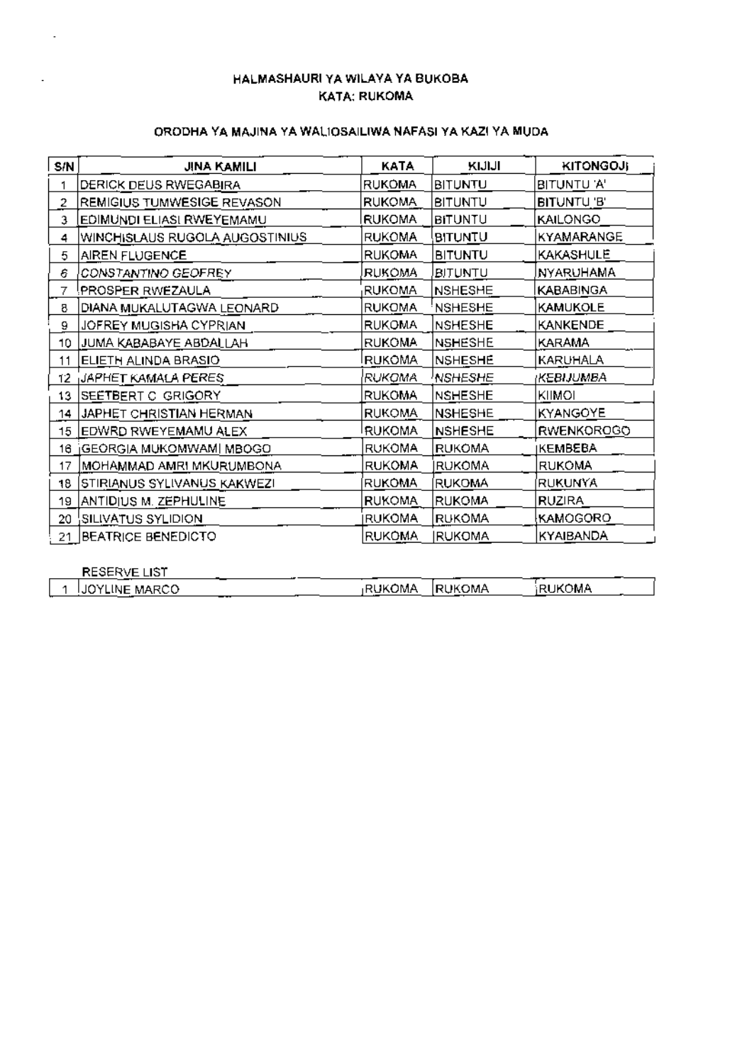### HALMASHAURI YA WILAYA YA BUKOBA
### KATA: RUKOMA

#### ORODHA YA MAJINA YA WALIOSAILIWA NAFASI YA KAZI YA MUDA

| S/N | JINA KAMILI | KATA | KIJIJI | KITONGOJI |
|---|---|---|---|---|
| 1 | DERICK DEUS RWEGABIRA | RUKOMA | BITUNTU | BITUNTU 'A' |
| 2 | REMIGIUS TUMWESIGE REVASON | RUKOMA | BITUNTU | BITUNTU 'B' |
| 3 | EDIMUNDI ELIASI RWEYEMAMU | RUKOMA | BITUNTU | KAILONGO |
| 4 | WINCHISLAUS RUGOLA AUGOSTINIUS | RUKOMA | BITUNTU | KYAMARANGE |
| 5 | AIREN FLUGENCE | RUKOMA | BITUNTU | KAKASHULE |
| 6 | CONSTANTINO GEOFREY | RUKOMA | BITUNTU | NYARUHAMA |
| 7 | PROSPER RWEZAULA | RUKOMA | NSHESHE | KABABINGA |
| 8 | DIANA MUKALUTAGWA LEONARD | RUKOMA | NSHESHE | KAMUKOLE |
| 9 | JOFREY MUGISHA CYPRIAN | RUKOMA | NSHESHE | KANKENDE |
| 10 | JUMA KABABAYE ABDALLAH | RUKOMA | NSHESHE | KARAMA |
| 11 | ELIETH ALINDA BRASIO | RUKOMA | NSHESHE | KARUHALA |
| 12 | JAPHET KAMALA PERES | RUKOMA | NSHESHE | KEBIJUMBA |
| 13 | SEETBERT C GRIGORY | RUKOMA | NSHESHE | KIIMOI |
| 14 | JAPHET CHRISTIAN HERMAN | RUKOMA | NSHESHE | KYANGOYE |
| 15 | EDWRD RWEYEMAMU ALEX | RUKOMA | NSHESHE | RWENKOROGO |
| 16 | GEORGIA MUKOMWAMI MBOGO | RUKOMA | RUKOMA | KEMBEBA |
| 17 | MOHAMMAD AMRI MKURUMBONA | RUKOMA | RUKOMA | RUKOMA |
| 18 | STIRIANUS SYLIVANUS KAKWEZI | RUKOMA | RUKOMA | RUKUNYA |
| 19 | ANTIDIUS M. ZEPHULINE | RUKOMA | RUKOMA | RUZIRA |
| 20 | SILIVATUS SYLIDION | RUKOMA | RUKOMA | KAMOGORO |
| 21 | BEATRICE BENEDICTO | RUKOMA | RUKOMA | KYAIBANDA |

RESERVE LIST

| S/N | JINA KAMILI | KATA | KIJIJI | KITONGOJI |
|---|---|---|---|---|
| 1 | JOYLINE MARCO | RUKOMA | RUKOMA | RUKOMA |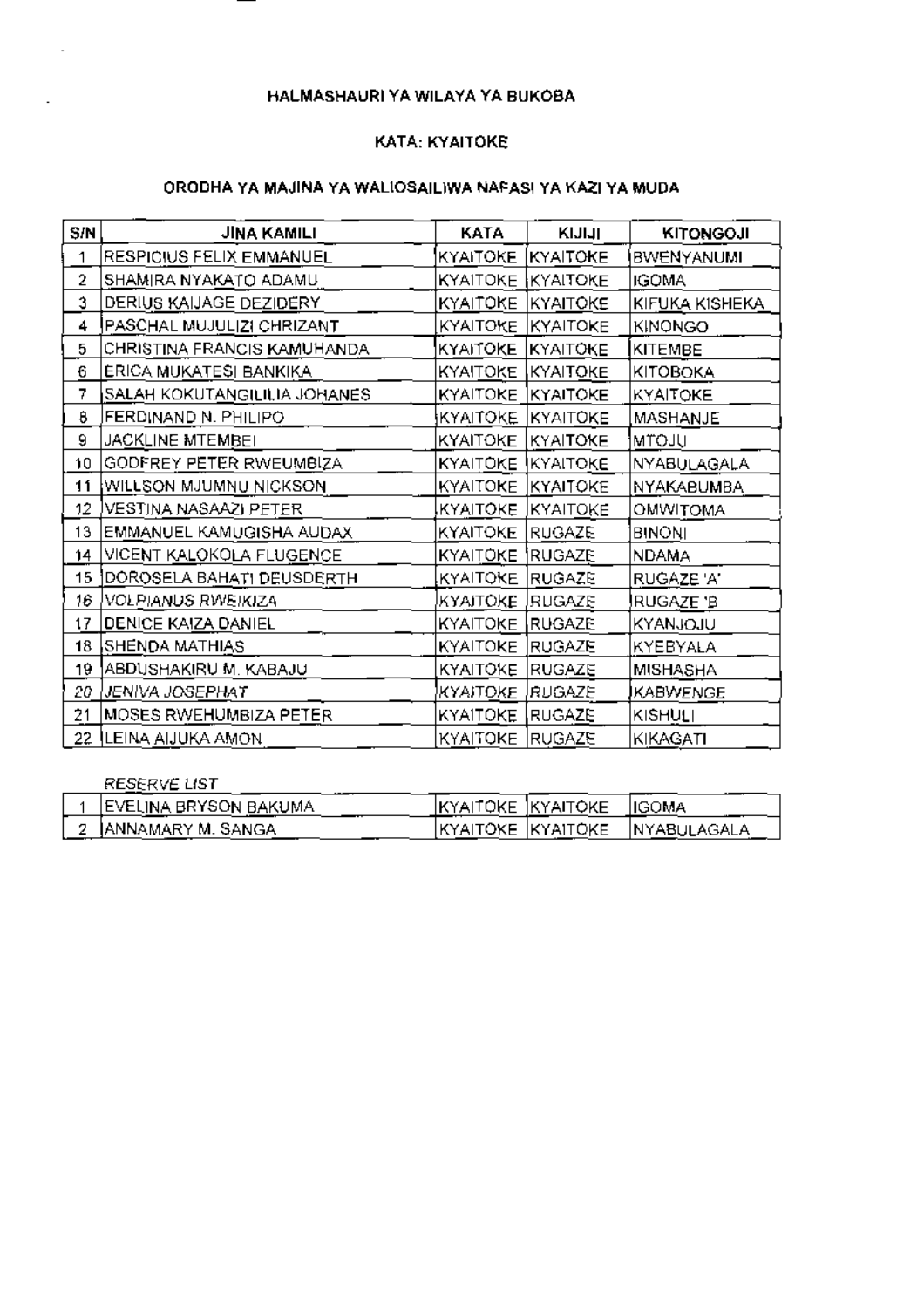## HALMASHAURI YA WILAYA YA BUKOBA

### KATA: KYAITOKE

### ORODHA YA MAJINA YA WALIOSAILIWA NAFASI YA KAZI YA MUDA

| S/N | JINA KAMILI | KATA | KIJIJI | KITONGOJI |
|---|---|---|---|---|
| 1 | RESPICIUS FELIX EMMANUEL | KYAITOKE | KYAITOKE | BWENYANUMI |
| 2 | SHAMIRA NYAKATO ADAMU | KYAITOKE | KYAITOKE | IGOMA |
| 3 | DERIUS KAIJAGE DEZIDERY | KYAITOKE | KYAITOKE | KIFUKA KISHEKA |
| 4 | PASCHAL MUJULIZI CHRIZANT | KYAITOKE | KYAITOKE | KINONGO |
| 5 | CHRISTINA FRANCIS KAMUHANDA | KYAITOKE | KYAITOKE | KITEMBE |
| 6 | ERICA MUKATESI BANKIKA | KYAITOKE | KYAITOKE | KITOBOKA |
| 7 | SALAH KOKUTANGILILIA JOHANES | KYAITOKE | KYAITOKE | KYAITOKE |
| 8 | FERDINAND N. PHILIPO | KYAITOKE | KYAITOKE | MASHANJE |
| 9 | JACKLINE MTEMBEI | KYAITOKE | KYAITOKE | MTOJU |
| 10 | GODFREY PETER RWEUMBIZA | KYAITOKE | KYAITOKE | NYABULAGALA |
| 11 | WILLSON MJUMNU NICKSON | KYAITOKE | KYAITOKE | NYAKABUMBA |
| 12 | VESTINA NASAAZI PETER | KYAITOKE | KYAITOKE | OMWITOMA |
| 13 | EMMANUEL KAMUGISHA AUDAX | KYAITOKE | RUGAZE | BINONI |
| 14 | VICENT KALOKOLA FLUGENCE | KYAITOKE | RUGAZE | NDAMA |
| 15 | DOROSELA BAHATI DEUSDERTH | KYAITOKE | RUGAZE | RUGAZE 'A' |
| 16 | VOLPIANUS RWEIKIZA | KYAITOKE | RUGAZE | RUGAZE 'B |
| 17 | DENICE KAIZA DANIEL | KYAITOKE | RUGAZE | KYANJOJU |
| 18 | SHENDA MATHIAS | KYAITOKE | RUGAZE | KYEBYALA |
| 19 | ABDUSHAKIRU M. KABAJU | KYAITOKE | RUGAZE | MISHASHA |
| 20 | JENIVA JOSEPHAT | KYAITOKE | RUGAZE | KABWENGE |
| 21 | MOSES RWEHUMBIZA PETER | KYAITOKE | RUGAZE | KISHULI |
| 22 | LEINA AIJUKA AMON | KYAITOKE | RUGAZE | KIKAGATI |

*RESERVE LIST*

| S/N | JINA KAMILI | KATA | KIJIJI | KITONGOJI |
|---|---|---|---|---|
| 1 | EVELINA BRYSON BAKUMA | KYAITOKE | KYAITOKE | IGOMA |
| 2 | ANNAMARY M. SANGA | KYAITOKE | KYAITOKE | NYABULAGALA |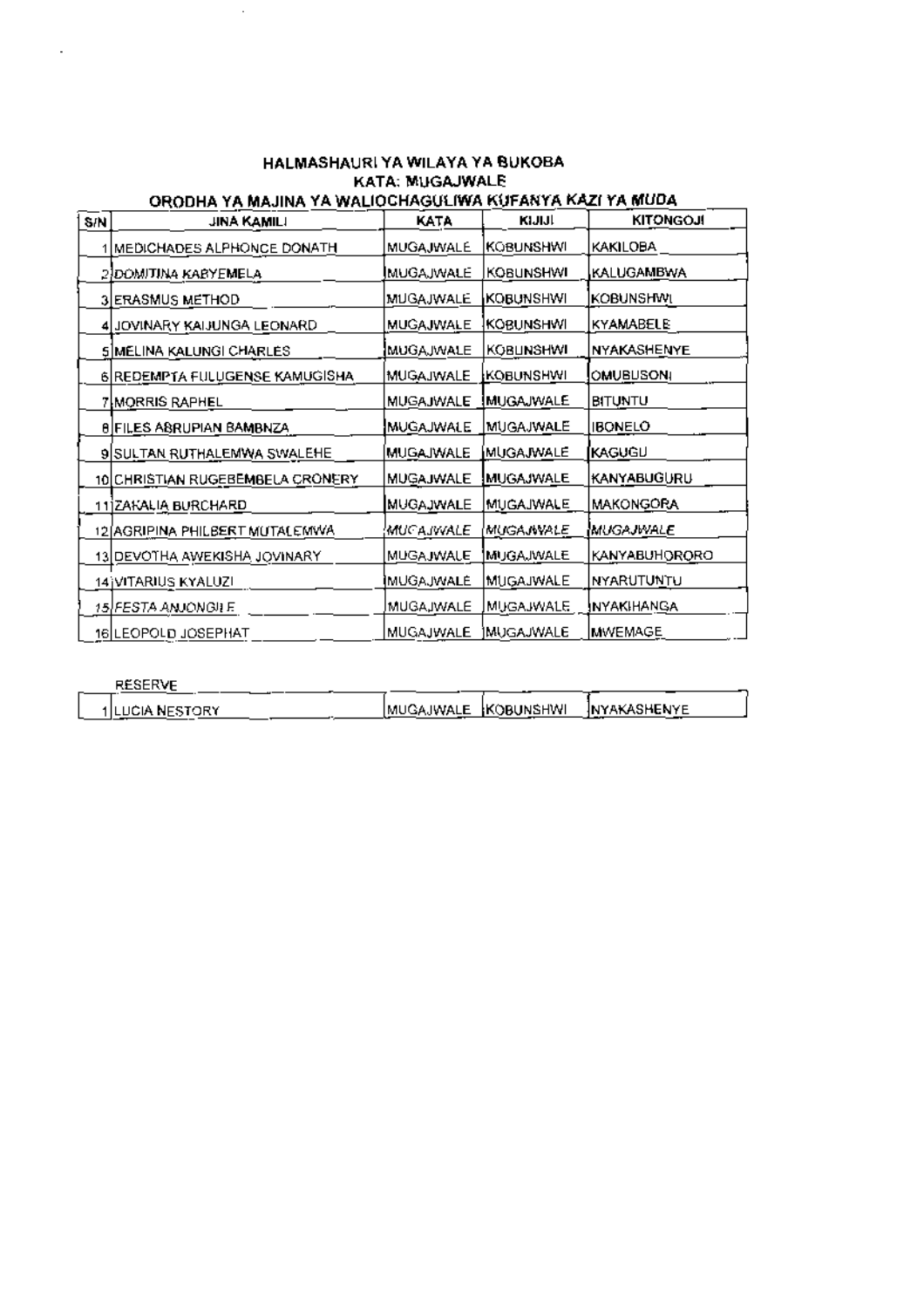# HALMASHAURI YA WILAYA YA BUKOBA

## KATA: MUGAJWALE

### ORODHA YA MAJINA YA WALIOCHAGULIWA KUFANYA KAZI YA MUDA

| S/N | JINA KAMILI | KATA | KIJIJI | KITONGOJI |
|---|---|---|---|---|
| 1 | MEDICHADES ALPHONCE DONATH | MUGAJWALE | KOBUNSHWI | KAKILOBA |
| 2 | DOMITINA KABYEMELA | MUGAJWALE | KOBUNSHWI | KALUGAMBWA |
| 3 | ERASMUS METHOD | MUGAJWALE | KOBUNSHWI | KOBUNSHWI |
| 4 | JOVINARY KAIJUNGA LEONARD | MUGAJWALE | KOBUNSHWI | KYAMABELE |
| 5 | MELINA KALUNGI CHARLES | MUGAJWALE | KOBUNSHWI | NYAKASHENYE |
| 6 | REDEMPTA FULUGENSE KAMUGISHA | MUGAJWALE | KOBUNSHWI | OMUBUSONI |
| 7 | MORRIS RAPHEL | MUGAJWALE | MUGAJWALE | BITUNTU |
| 8 | FILES ABRUPIAN BAMBNZA | MUGAJWALE | MUGAJWALE | IBONELO |
| 9 | SULTAN RUTHALEMWA SWALEHE | MUGAJWALE | MUGAJWALE | KAGUGU |
| 10 | CHRISTIAN RUGEBEMBELA CRONERY | MUGAJWALE | MUGAJWALE | KANYABUGURU |
| 11 | ZAKALIA BURCHARD | MUGAJWALE | MUGAJWALE | MAKONGORA |
| 12 | AGRIPINA PHILBERT MUTALEMWA | MUGAJWALE | MUGAJWALE | MUGAJWALE |
| 13 | DEVOTHA AWEKISHA JOVINARY | MUGAJWALE | MUGAJWALE | KANYABUHORORO |
| 14 | VITARIUS KYALUZI | MUGAJWALE | MUGAJWALE | NYARUTUNTU |
| 15 | FESTA ANJONGILE | MUGAJWALE | MUGAJWALE | NYAKIHANGA |
| 16 | LEOPOLD JOSEPHAT | MUGAJWALE | MUGAJWALE | MWEMAGE |

RESERVE

| S/N | JINA KAMILI | KATA | KIJIJI | KITONGOJI |
|---|---|---|---|---|
| 1 | LUCIA NESTORY | MUGAJWALE | KOBUNSHWI | NYAKASHENYE |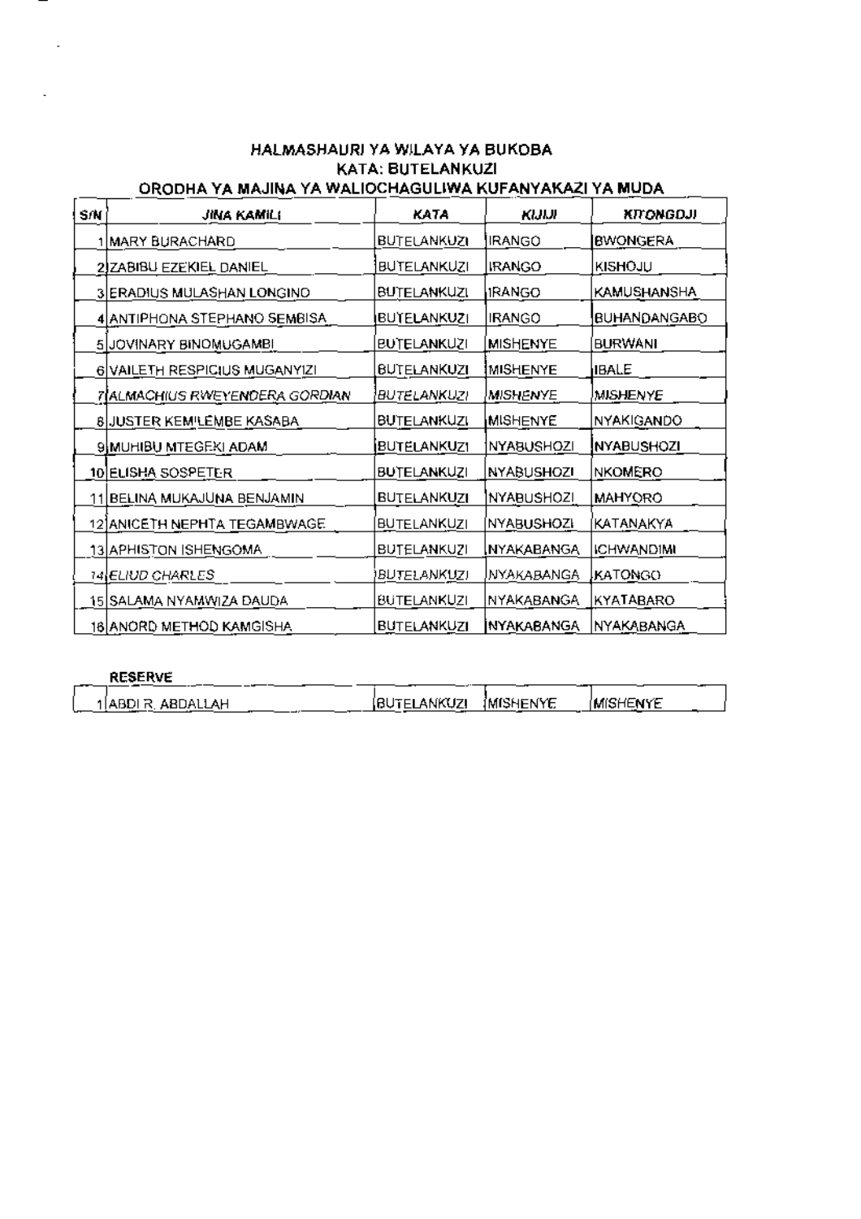**HALMASHAURI YA WILAYA YA BUKOBA**
**KATA: BUTELANKUZI**
**ORODHA YA MAJINA YA WALIOCHAGULIWA KUFANYAKAZI YA MUDA**

| S/N | JINA KAMILI | KATA | KIJIJI | KITONGOJI |
|---|---|---|---|---|
| 1 | MARY BURACHARD | BUTELANKUZI | IRANGO | BWONGERA |
| 2 | ZABIBU EZEKIEL DANIEL | BUTELANKUZI | IRANGO | KISHOJU |
| 3 | ERADIUS MULASHAN LONGINO | BUTELANKUZI | IRANGO | KAMUSHANSHA |
| 4 | ANTIPHONA STEPHANO SEMBISA | BUTELANKUZI | IRANGO | BUHANDANGABO |
| 5 | JOVINARY BINOMUGAMBI | BUTELANKUZI | MISHENYE | BURWANI |
| 6 | VAILETH RESPICIUS MUGANYIZI | BUTELANKUZI | MISHENYE | IBALE |
| 7 | *ALMACHIUS RWEYENDERA GORDIAN* | *BUTELANKUZI* | *MISHENYE* | *MISHENYE* |
| 8 | JUSTER KEMILEMBE KASABA | BUTELANKUZI | MISHENYE | NYAKIGANDO |
| 9 | MUHIBU MTEGEKI ADAM | BUTELANKUZI | NYABUSHOZI | NYABUSHOZI |
| 10 | ELISHA SOSPETER | BUTELANKUZI | NYABUSHOZI | NKOMERO |
| 11 | BELINA MUKAJUNA BENJAMIN | BUTELANKUZI | NYABUSHOZI | MAHYORO |
| 12 | ANICETH NEPHTA TEGAMBWAGE | BUTELANKUZI | NYABUSHOZI | KATANAKYA |
| 13 | APHISTON ISHENGOMA | BUTELANKUZI | NYAKABANGA | ICHWANDIMI |
| 14 | *ELIUD CHARLES* | *BUTELANKUZI* | NYAKABANGA | KATONGO |
| 15 | SALAMA NYAMWIZA DAUDA | BUTELANKUZI | NYAKABANGA | KYATABARO |
| 16 | ANORD METHOD KAMGISHA | BUTELANKUZI | NYAKABANGA | NYAKABANGA |

**RESERVE**

| S/N | JINA KAMILI | KATA | KIJIJI | KITONGOJI |
|---|---|---|---|---|
| 1 | ABDI R. ABDALLAH | BUTELANKUZI | MISHENYE | MISHENYE |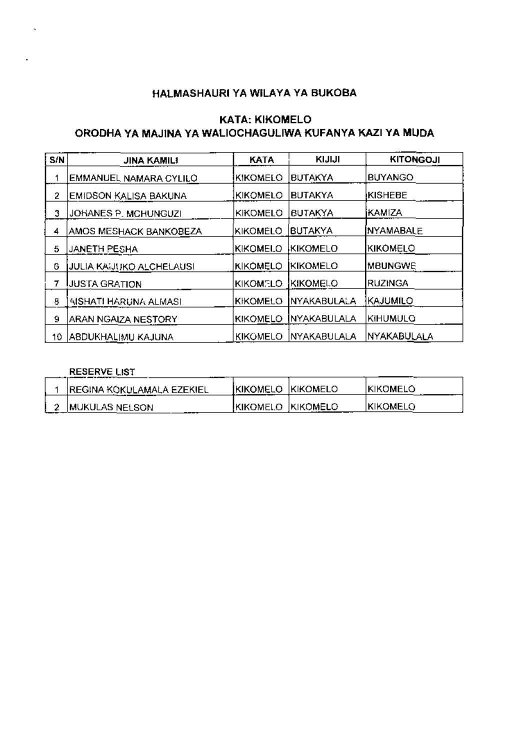# HALMASHAURI YA WILAYA YA BUKOBA

## KATA: KIKOMELO
## ORODHA YA MAJINA YA WALIOCHAGULIWA KUFANYA KAZI YA MUDA

| S/N | JINA KAMILI | KATA | KIJIJI | KITONGOJI |
|---|---|---|---|---|
| 1 | EMMANUEL NAMARA CYLILO | KIKOMELO | BUTAKYA | BUYANGO |
| 2 | EMIDSON KALISA BAKUNA | KIKOMELO | BUTAKYA | KISHEBE |
| 3 | JOHANES P. MCHUNGUZI | KIKOMELO | BUTAKYA | KAMIZA |
| 4 | AMOS MESHACK BANKOBEZA | KIKOMELO | BUTAKYA | NYAMABALE |
| 5 | JANETH PESHA | KIKOMELO | KIKOMELO | KIKOMELO |
| 6 | JULIA KAIJUKO ALCHELAUSI | KIKOMELO | KIKOMELO | MBUNGWE |
| 7 | JUSTA GRATION | KIKOMELO | KIKOMELO | RUZINGA |
| 8 | AISHATI HARUNA ALMASI | KIKOMELO | NYAKABULALA | KAJUMILO |
| 9 | ARAN NGAIZA NESTORY | KIKOMELO | NYAKABULALA | KIHUMULO |
| 10 | ABDUKHALIMU KAJUNA | KIKOMELO | NYAKABULALA | NYAKABULALA |

**RESERVE LIST**

| S/N | JINA KAMILI | KATA | KIJIJI | KITONGOJI |
|---|---|---|---|---|
| 1 | REGINA KOKULAMALA EZEKIEL | KIKOMELO | KIKOMELO | KIKOMELO |
| 2 | MUKULAS NELSON | KIKOMELO | KIKOMELO | KIKOMELO |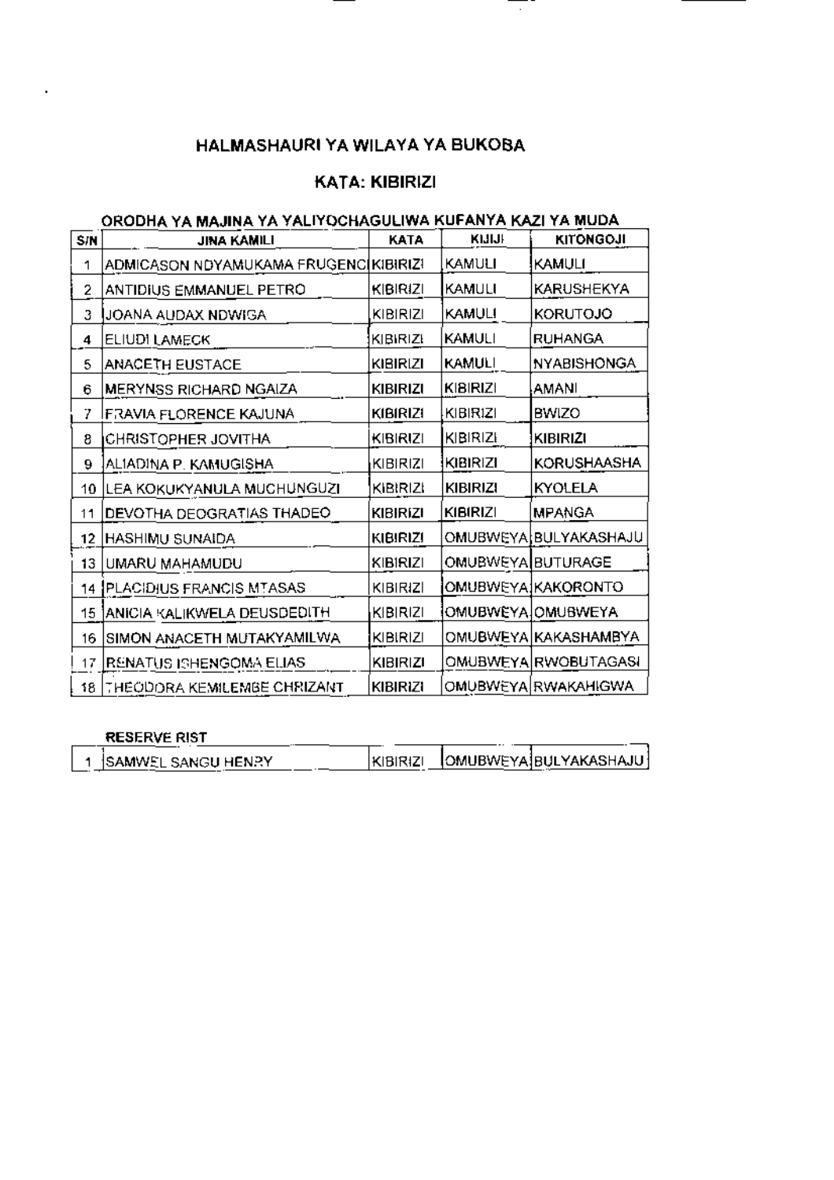## HALMASHAURI YA WILAYA YA BUKOBA

### KATA: KIBIRIZI

**ORODHA YA MAJINA YA YALIYOCHAGULIWA KUFANYA KAZI YA MUDA**

| S/N | JINA KAMILI | KATA | KIJIJI | KITONGOJI |
|---|---|---|---|---|
| 1 | ADMICASON NDYAMUKAMA FRUGENC | KIBIRIZI | KAMULI | KAMULI |
| 2 | ANTIDIUS EMMANUEL PETRO | KIBIRIZI | KAMULI | KARUSHEKYA |
| 3 | JOANA AUDAX NDWIGA | KIBIRIZI | KAMULI | KORUTOJO |
| 4 | ELIUDI LAMECK | KIBIRIZI | KAMULI | RUHANGA |
| 5 | ANACETH EUSTACE | KIBIRIZI | KAMULI | NYABISHONGA |
| 6 | MERYNSS RICHARD NGAIZA | KIBIRIZI | KIBIRIZI | AMANI |
| 7 | FRAVIA FLORENCE KAJUNA | KIBIRIZI | KIBIRIZI | BWIZO |
| 8 | CHRISTOPHER JOVITHA | KIBIRIZI | KIBIRIZI | KIBIRIZI |
| 9 | ALIADINA P. KAMUGISHA | KIBIRIZI | KIBIRIZI | KORUSHAASHA |
| 10 | LEA KOKUKYANULA MUCHUNGUZI | KIBIRIZI | KIBIRIZI | KYOLELA |
| 11 | DEVOTHA DEOGRATIAS THADEO | KIBIRIZI | KIBIRIZI | MPANGA |
| 12 | HASHIMU SUNAIDA | KIBIRIZI | OMUBWEYA | BULYAKASHAJU |
| 13 | UMARU MAHAMUDU | KIBIRIZI | OMUBWEYA | BUTURAGE |
| 14 | PLACIDIUS FRANCIS MTASAS | KIBIRIZI | OMUBWEYA | KAKORONTO |
| 15 | ANICIA KALIKWELA DEUSDEDITH | KIBIRIZI | OMUBWEYA | OMUBWEYA |
| 16 | SIMON ANACETH MUTAKYAMILWA | KIBIRIZI | OMUBWEYA | KAKASHAMBYA |
| 17 | RENATUS ISHENGOMA ELIAS | KIBIRIZI | OMUBWEYA | RWOBUTAGASI |
| 18 | THEODORA KEMILEMBE CHRIZANT | KIBIRIZI | OMUBWEYA | RWAKAHIGWA |

**RESERVE RIST**

| S/N | JINA KAMILI | KATA | KIJIJI | KITONGOJI |
|---|---|---|---|---|
| 1 | SAMWEL SANGU HENRY | KIBIRIZI | OMUBWEYA | BULYAKASHAJU |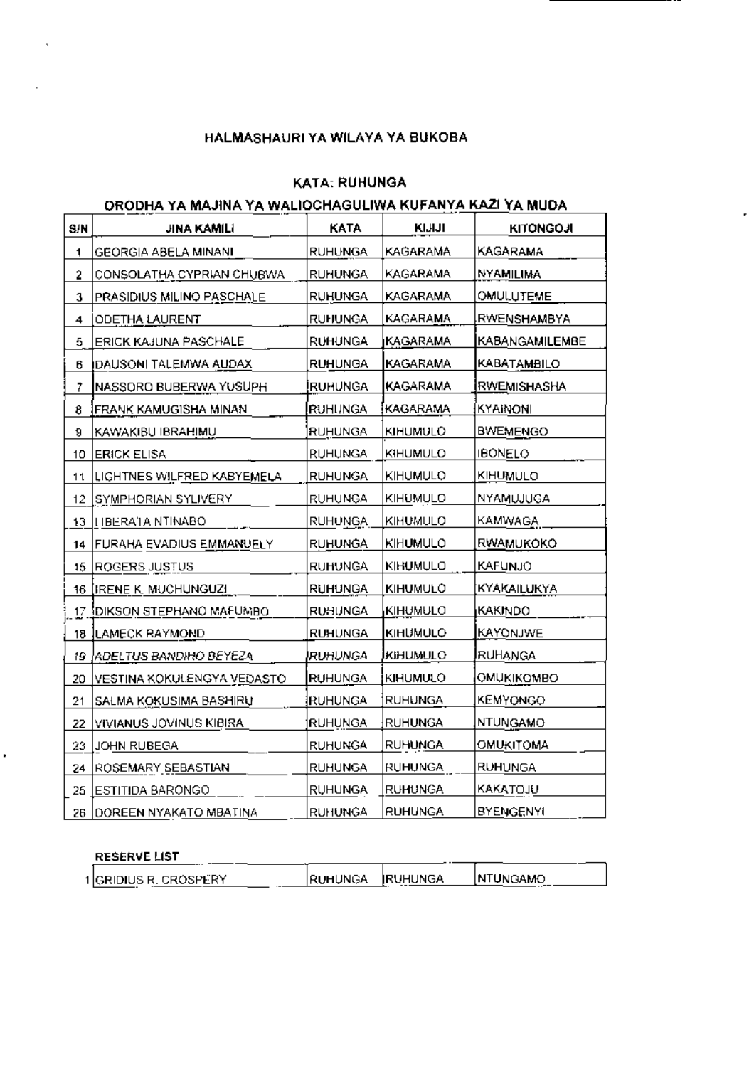# HALMASHAURI YA WILAYA YA BUKOBA

## KATA: RUHUNGA

### ORODHA YA MAJINA YA WALIOCHAGULIWA KUFANYA KAZI YA MUDA

| S/N | JINA KAMILI | KATA | KIJIJI | KITONGOJI |
|---|---|---|---|---|
| 1 | GEORGIA ABELA MINANI | RUHUNGA | KAGARAMA | KAGARAMA |
| 2 | CONSOLATHA CYPRIAN CHUBWA | RUHUNGA | KAGARAMA | NYAMILIMA |
| 3 | PRASIDIUS MILINO PASCHALE | RUHUNGA | KAGARAMA | OMULUTEME |
| 4 | ODETHA LAURENT | RUHUNGA | KAGARAMA | RWENSHAMBYA |
| 5 | ERICK KAJUNA PASCHALE | RUHUNGA | KAGARAMA | KABANGAMILEMBE |
| 6 | DAUSONI TALEMWA AUDAX | RUHUNGA | KAGARAMA | KABATAMBILO |
| 7 | NASSORO BUBERWA YUSUPH | RUHUNGA | KAGARAMA | RWEMISHASHA |
| 8 | FRANK KAMUGISHA MINAN | RUHUNGA | KAGARAMA | KYAINONI |
| 9 | KAWAKIBU IBRAHIMU | RUHUNGA | KIHUMULO | BWEMENGO |
| 10 | ERICK ELISA | RUHUNGA | KIHUMULO | IBONELO |
| 11 | LIGHTNES WILFRED KABYEMELA | RUHUNGA | KIHUMULO | KIHUMULO |
| 12 | SYMPHORIAN SYLIVERY | RUHUNGA | KIHUMULO | NYAMUJUGA |
| 13 | LIBERATA NTINABO | RUHUNGA | KIHUMULO | KAMWAGA |
| 14 | FURAHA EVADIUS EMMANUELY | RUHUNGA | KIHUMULO | RWAMUKOKO |
| 15 | ROGERS JUSTUS | RUHUNGA | KIHUMULO | KAFUNJO |
| 16 | IRENE K. MUCHUNGUZI | RUHUNGA | KIHUMULO | KYAKAILUKYA |
| 17 | DIKSON STEPHANO MAFUMBO | RUHUNGA | KIHUMULO | KAKINDO |
| 18 | LAMECK RAYMOND | RUHUNGA | KIHUMULO | KAYONJWE |
| 19 | *ADELTUS BANDIHO BEYEZA* | *RUHUNGA* | *KIHUMULO* | RUHANGA |
| 20 | VESTINA KOKULENGYA VEDASTO | RUHUNGA | KIHUMULO | OMUKIKOMBO |
| 21 | SALMA KOKUSIMA BASHIRU | RUHUNGA | RUHUNGA | KEMYONGO |
| 22 | VIVIANUS JOVINUS KIBIRA | RUHUNGA | RUHUNGA | NTUNGAMO |
| 23 | JOHN RUBEGA | RUHUNGA | RUHUNGA | OMUKITOMA |
| 24 | ROSEMARY SEBASTIAN | RUHUNGA | RUHUNGA | RUHUNGA |
| 25 | ESTITIDA BARONGO | RUHUNGA | RUHUNGA | KAKATOJU |
| 26 | DOREEN NYAKATO MBATINA | RUHUNGA | RUHUNGA | BYENGENYI |

**RESERVE LIST**

| S/N | JINA KAMILI | KATA | KIJIJI | KITONGOJI |
|---|---|---|---|---|
| 1 | GRIDIUS R. CROSPERY | RUHUNGA | RUHUNGA | NTUNGAMO |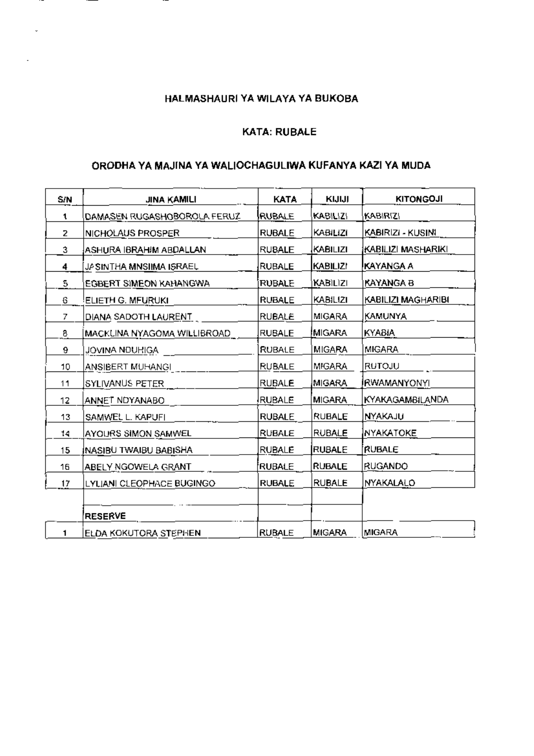## HALMASHAURI YA WILAYA YA BUKOBA

### KATA: RUBALE

### ORODHA YA MAJINA YA WALIOCHAGULIWA KUFANYA KAZI YA MUDA

| S/N | JINA KAMILI | KATA | KIJIJI | KITONGOJI |
|---|---|---|---|---|
| 1 | DAMASEN RUGASHOBOROLA FERUZ | RUBALE | KABILIZI | KABIRIZI |
| 2 | NICHOLAUS PROSPER | RUBALE | KABILIZI | KABIRIZI - KUSINI |
| 3 | ASHURA IBRAHIM ABDALLAH | RUBALE | KABILIZI | KABILIZI MASHARIKI |
| 4 | JASINTHA MNSIIMA ISRAEL | RUBALE | KABILIZI | KAYANGA A |
| 5 | EGBERT SIMEON KAHANGWA | RUBALE | KABILIZI | KAYANGA B |
| 6 | ELIETH G. MFURUKI | RUBALE | KABILIZI | KABILIZI MAGHARIBI |
| 7 | DIANA SADOTH LAURENT | RUBALE | MIGARA | KAMUNYA |
| 8 | MACKLINA NYAGOMA WILLIBROAD | RUBALE | MIGARA | KYABIA |
| 9 | JOVINA NDUHIGA | RUBALE | MIGARA | MIGARA |
| 10 | ANSIBERT MUHANGI | RUBALE | MIGARA | RUTOJU |
| 11 | SYLIVANUS PETER | RUBALE | MIGARA | RWAMANYONYI |
| 12 | ANNET NDYANABO | RUBALE | MIGARA | KYAKAGAMBILANDA |
| 13 | SAMWEL L. KAPUFI | RUBALE | RUBALE | NYAKAJU |
| 14 | AYOURS SIMON SAMWEL | RUBALE | RUBALE | NYAKATOKE |
| 15 | NASIBU TWAIBU BABISHA | RUBALE | RUBALE | RUBALE |
| 16 | ABELY NGOWELA GRANT | RUBALE | RUBALE | RUGANDO |
| 17 | LYLIANI CLEOPHACE BUGINGO | RUBALE | RUBALE | NYAKALALO |
| | | | | |
| | **RESERVE** | | | |
| 1 | ELDA KOKUTORA STEPHEN | RUBALE | MIGARA | MIGARA |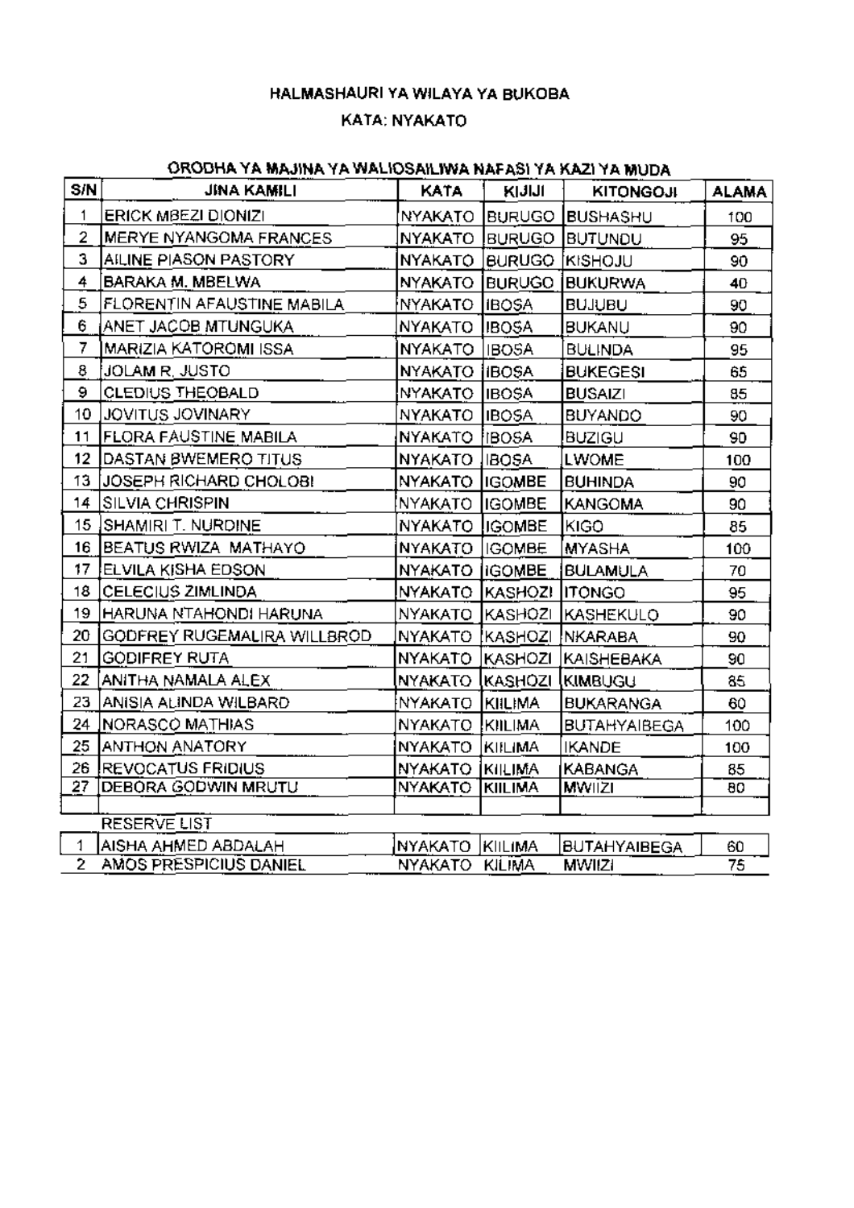## HALMASHAURI YA WILAYA YA BUKOBA

### KATA: NYAKATO

#### ORODHA YA MAJINA YA WALIOSAILIWA NAFASI YA KAZI YA MUDA

| S/N | JINA KAMILI | KATA | KIJIJI | KITONGOJI | ALAMA |
|---|---|---|---|---|---|
| 1 | ERICK MBEZI DIONIZI | NYAKATO | BURUGO | BUSHASHU | 100 |
| 2 | MERYE NYANGOMA FRANCES | NYAKATO | BURUGO | BUTUNDU | 95 |
| 3 | AILINE PIASON PASTORY | NYAKATO | BURUGO | KISHOJU | 90 |
| 4 | BARAKA M. MBELWA | NYAKATO | BURUGO | BUKURWA | 40 |
| 5 | FLORENTIN AFAUSTINE MABILA | NYAKATO | IBOSA | BUJUBU | 90 |
| 6 | ANET JACOB MTUNGUKA | NYAKATO | IBOSA | BUKANU | 90 |
| 7 | MARIZIA KATOROMI ISSA | NYAKATO | IBOSA | BULINDA | 95 |
| 8 | JOLAM R. JUSTO | NYAKATO | IBOSA | BUKEGESI | 65 |
| 9 | CLEDIUS THEOBALD | NYAKATO | IBOSA | BUSAIZI | 85 |
| 10 | JOVITUS JOVINARY | NYAKATO | IBOSA | BUYANDO | 90 |
| 11 | FLORA FAUSTINE MABILA | NYAKATO | IBOSA | BUZIGU | 90 |
| 12 | DASTAN BWEMERO TITUS | NYAKATO | IBOSA | LWOME | 100 |
| 13 | JOSEPH RICHARD CHOLOBI | NYAKATO | IGOMBE | BUHINDA | 90 |
| 14 | SILVIA CHRISPIN | NYAKATO | IGOMBE | KANGOMA | 90 |
| 15 | SHAMIRI T. NURDINE | NYAKATO | IGOMBE | KIGO | 85 |
| 16 | BEATUS RWIZA MATHAYO | NYAKATO | IGOMBE | MYASHA | 100 |
| 17 | ELVILA KISHA EDSON | NYAKATO | IGOMBE | BULAMULA | 70 |
| 18 | CELECIUS ZIMLINDA | NYAKATO | KASHOZI | ITONGO | 95 |
| 19 | HARUNA NTAHONDI HARUNA | NYAKATO | KASHOZI | KASHEKULO | 90 |
| 20 | GODFREY RUGEMALIRA WILLBROD | NYAKATO | KASHOZI | NKARABA | 90 |
| 21 | GODIFREY RUTA | NYAKATO | KASHOZI | KAISHEBAKA | 90 |
| 22 | ANITHA NAMALA ALEX | NYAKATO | KASHOZI | KIMBUGU | 85 |
| 23 | ANISIA ALINDA WILBARD | NYAKATO | KIILIMA | BUKARANGA | 60 |
| 24 | NORASCO MATHIAS | NYAKATO | KIILIMA | BUTAHYAIBEGA | 100 |
| 25 | ANTHON ANATORY | NYAKATO | KIILIMA | IKANDE | 100 |
| 26 | REVOCATUS FRIDIUS | NYAKATO | KIILIMA | KABANGA | 85 |
| 27 | DEBORA GODWIN MRUTU | NYAKATO | KIILIMA | MWIIZI | 80 |
| | | | | | |
| | RESERVE LIST | | | | |
| 1 | AISHA AHMED ABDALAH | NYAKATO | KIILIMA | BUTAHYAIBEGA | 60 |
| 2 | AMOS PRESPICIUS DANIEL | NYAKATO | KILIMA | MWIIZI | 75 |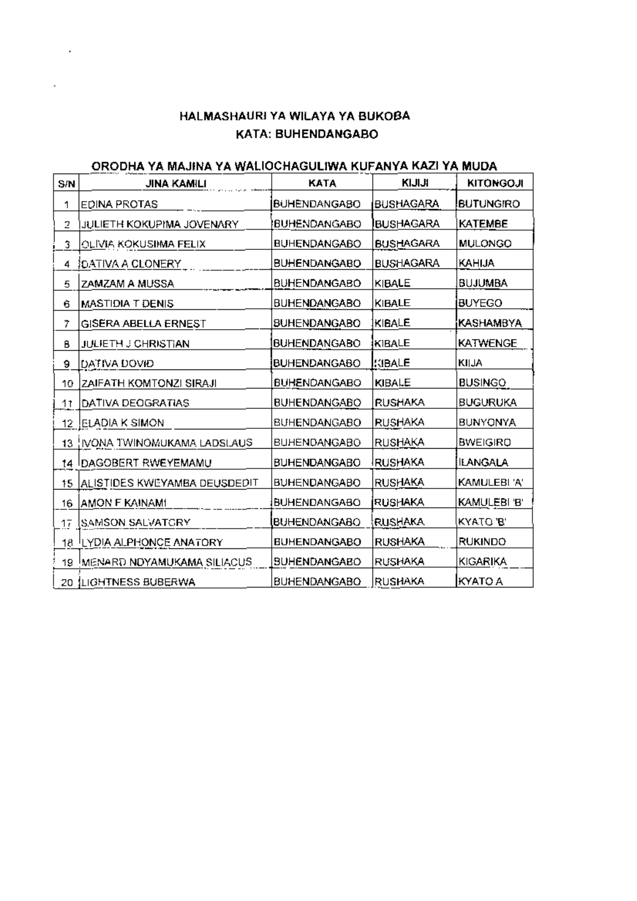**HALMASHAURI YA WILAYA YA BUKOBA**
**KATA: BUHENDANGABO**

**ORODHA YA MAJINA YA WALIOCHAGULIWA KUFANYA KAZI YA MUDA**

| S/N | JINA KAMILI | KATA | KIJIJI | KITONGOJI |
|---|---|---|---|---|
| 1 | EDINA PROTAS | BUHENDANGABO | BUSHAGARA | BUTUNGIRO |
| 2 | JULIETH KOKUPIMA JOVENARY | BUHENDANGABO | BUSHAGARA | KATEMBE |
| 3 | OLIVIA KOKUSIMA FELIX | BUHENDANGABO | BUSHAGARA | MULONGO |
| 4 | DATIVA A CLONERY | BUHENDANGABO | BUSHAGARA | KAHIJA |
| 5 | ZAMZAM A MUSSA | BUHENDANGABO | KIBALE | BUJUMBA |
| 6 | MASTIDIA T DENIS | BUHENDANGABO | KIBALE | BUYEGO |
| 7 | GISERA ABELLA ERNEST | BUHENDANGABO | KIBALE | KASHAMBYA |
| 8 | JULIETH J CHRISTIAN | BUHENDANGABO | KIBALE | KATWENGE |
| 9 | DATIVA DOVID | BUHENDANGABO | KIBALE | KIIJA |
| 10 | ZAIFATH KOMTONZI SIRAJI | BUHENDANGABO | KIBALE | BUSINGO |
| 11 | DATIVA DEOGRATIAS | BUHENDANGABO | RUSHAKA | BUGURUKA |
| 12 | ELADIA K SIMON | BUHENDANGABO | RUSHAKA | BUNYONYA |
| 13 | IVONA TWINOMUKAMA LADSLAUS | BUHENDANGABO | RUSHAKA | BWEIGIRO |
| 14 | DAGOBERT RWEYEMAMU | BUHENDANGABO | RUSHAKA | ILANGALA |
| 15 | ALISTIDES KWEYAMBA DEUSDEDIT | BUHENDANGABO | RUSHAKA | KAMULEBI 'A' |
| 16 | AMON F KAINAMI | BUHENDANGABO | RUSHAKA | KAMULEBI 'B' |
| 17 | SAMSON SALVATORY | BUHENDANGABO | RUSHAKA | KYATO 'B' |
| 18 | LYDIA ALPHONCE ANATORY | BUHENDANGABO | RUSHAKA | RUKINDO |
| 19 | MENARD NDYAMUKAMA SILIACUS | BUHENDANGABO | RUSHAKA | KIGARIKA |
| 20 | LIGHTNESS BUBERWA | BUHENDANGABO | RUSHAKA | KYATO A |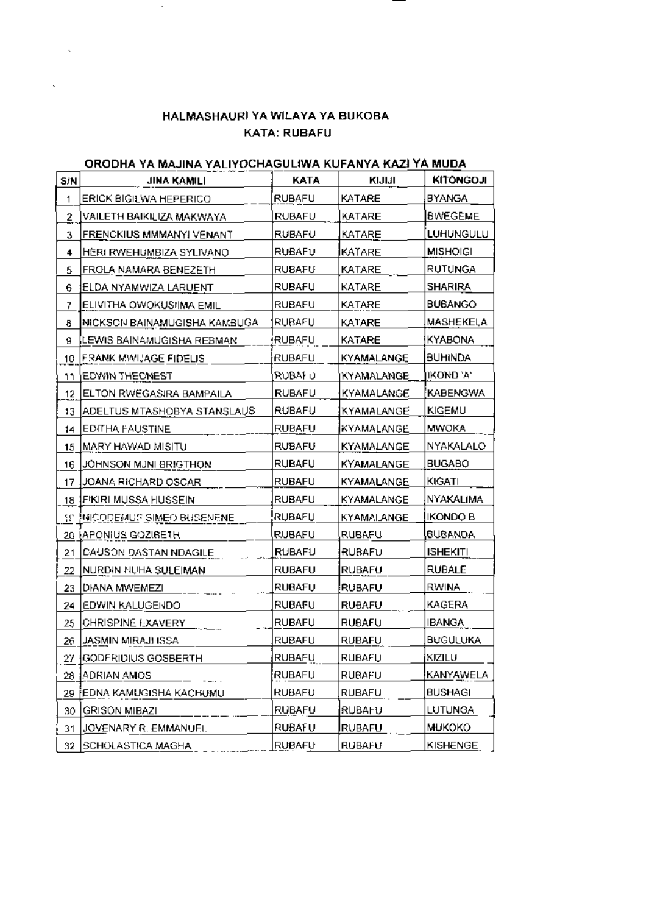## HALMASHAURI YA WILAYA YA BUKOBA
## KATA: RUBAFU

**ORODHA YA MAJINA YALIYOCHAGULIWA KUFANYA KAZI YA MUDA**

| S/N | JINA KAMILI | KATA | KIJIJI | KITONGOJI |
|---|---|---|---|---|
| 1 | ERICK BIGILWA HEPERICO | RUBAFU | KATARE | BYANGA |
| 2 | VAILETH BAIKILIZA MAKWAYA | RUBAFU | KATARE | BWEGEME |
| 3 | FRENCKIUS MMMANYI VENANT | RUBAFU | KATARE | LUHUNGULU |
| 4 | HERI RWEHUMBIZA SYLIVANO | RUBAFU | KATARE | MISHOIGI |
| 5 | FROLA NAMARA BENEZETH | RUBAFU | KATARE | RUTUNGA |
| 6 | ELDA NYAMWIZA LARUENT | RUBAFU | KATARE | SHARIRA |
| 7 | ELIVITHA OWOKUSIIMA EMIL | RUBAFU | KATARE | BUBANGO |
| 8 | NICKSON BAINAMUGISHA KAMBUGA | RUBAFU | KATARE | MASHEKELA |
| 9 | LEWIS BAINAMUGISHA REBMAN | RUBAFU | KATARE | KYABONA |
| 10 | FRANK MWIJAGE FIDELIS | RUBAFU | KYAMALANGE | BUHINDA |
| 11 | EDWIN THEONEST | RUBAFU | KYAMALANGE | IKOND 'A' |
| 12 | ELTON RWEGASIRA BAMPAILA | RUBAFU | KYAMALANGE | KABENGWA |
| 13 | ADELTUS MTASHOBYA STANSLAUS | RUBAFU | KYAMALANGE | KIGEMU |
| 14 | EDITHA FAUSTINE | RUBAFU | KYAMALANGE | MWOKA |
| 15 | MARY HAWAD MISITU | RUBAFU | KYAMALANGE | NYAKALALO |
| 16 | JOHNSON MJNI BRIGTHON | RUBAFU | KYAMALANGE | BUGABO |
| 17 | JOANA RICHARD OSCAR | RUBAFU | KYAMALANGE | KIGATI |
| 18 | FIKIRI MUSSA HUSSEIN | RUBAFU | KYAMALANGE | NYAKALIMA |
| 19 | NICODEMUS SIMEO BUSENENE | RUBAFU | KYAMALANGE | IKONDO B |
| 20 | APONIUS GOZIBETH | RUBAFU | RUBAFU | BUBANDA |
| 21 | CAUSON DASTAN NDAGILE | RUBAFU | RUBAFU | ISHEKITI |
| 22 | NURDIN NUHA SULEIMAN | RUBAFU | RUBAFU | RUBALE |
| 23 | DIANA MWEMEZI | RUBAFU | RUBAFU | RWINA |
| 24 | EDWIN KALUGENDO | RUBAFU | RUBAFU | KAGERA |
| 25 | CHRISPINE EXAVERY | RUBAFU | RUBAFU | IBANGA |
| 26 | JASMIN MIRAJI ISSA | RUBAFU | RUBAFU | BUGULUKA |
| 27 | GODFRIDIUS GOSBERTH | RUBAFU | RUBAFU | KIZILU |
| 28 | ADRIAN AMOS | RUBAFU | RUBAFU | KANYAWELA |
| 29 | EDNA KAMUGISHA KACHUMU | RUBAFU | RUBAFU | BUSHAGI |
| 30 | GRISON MIBAZI | RUBAFU | RUBAFU | LUTUNGA |
| 31 | JOVENARY R. EMMANUEL | RUBAFU | RUBAFU | MUKOKO |
| 32 | SCHOLASTICA MAGHA | RUBAFU | RUBAFU | KISHENGE |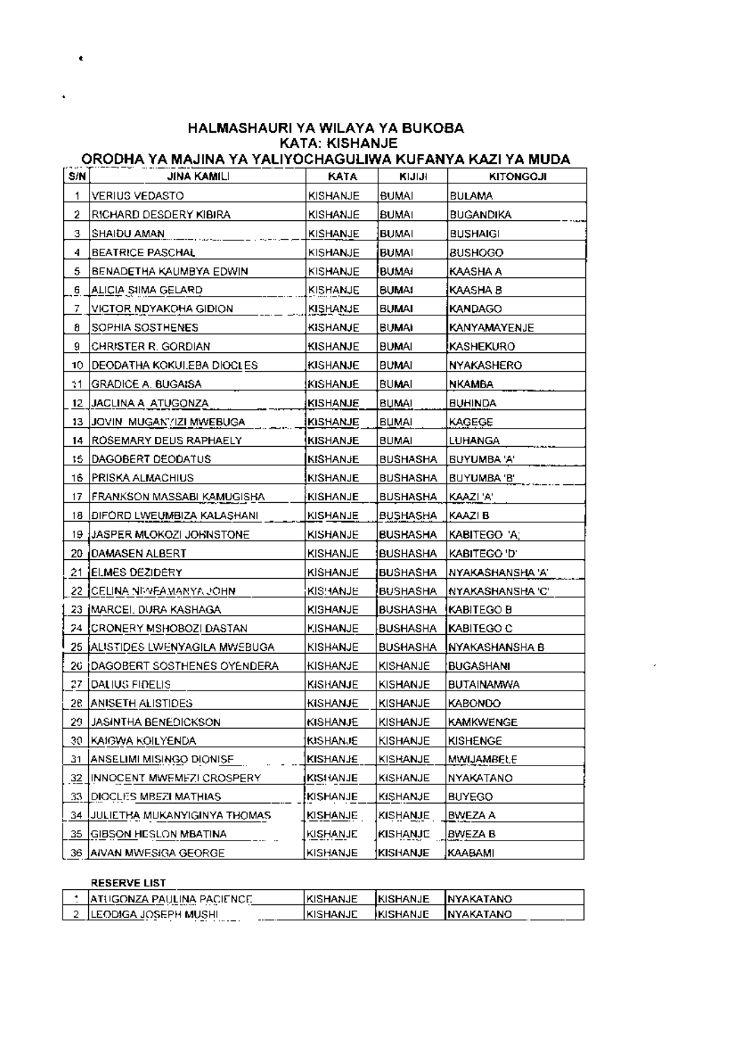## HALMASHAURI YA WILAYA YA BUKOBA
## KATA: KISHANJE
## ORODHA YA MAJINA YA YALIYOCHAGULIWA KUFANYA KAZI YA MUDA

| S/N | JINA KAMILI | KATA | KIJIJI | KITONGOJI |
|---|---|---|---|---|
| 1 | VERIUS VEDASTO | KISHANJE | BUMAI | BULAMA |
| 2 | RICHARD DESDERY KIBIRA | KISHANJE | BUMAI | BUGANDIKA |
| 3 | SHAIDU AMAN | KISHANJE | BUMAI | BUSHAIGI |
| 4 | BEATRICE PASCHAL | KISHANJE | BUMAI | BUSHOGO |
| 5 | BENADETHA KAUMBYA EDWIN | KISHANJE | BUMAI | KAASHA A |
| 6 | ALICIA SIIMA GELARD | KISHANJE | BUMAI | KAASHA B |
| 7 | VICTOR NDYAKOHA GIDION | KISHANJE | BUMAI | KANDAGO |
| 8 | SOPHIA SOSTHENES | KISHANJE | BUMAI | KANYAMAYENJE |
| 9 | CHRISTER R. GORDIAN | KISHANJE | BUMAI | KASHEKURO |
| 10 | DEODATHA KOKULEBA DIOCLES | KISHANJE | BUMAI | NYAKASHERO |
| 11 | GRADICE A. BUGAISA | KISHANJE | BUMAI | NKAMBA |
| 12 | JACLINA A. ATUGONZA | KISHANJE | BUMAI | BUHINDA |
| 13 | JOVIN MUGANYIZI MWEBUGA | KISHANJE | BUMAI | KAGEGE |
| 14 | ROSEMARY DEUS RAPHAELY | KISHANJE | BUMAI | LUHANGA |
| 15 | DAGOBERT DEODATUS | KISHANJE | BUSHASHA | BUYUMBA 'A' |
| 16 | PRISKA ALMACHIUS | KISHANJE | BUSHASHA | BUYUMBA 'B' |
| 17 | FRANKSON MASSABI KAMUGISHA | KISHANJE | BUSHASHA | KAAZI 'A' |
| 18 | DIFORD LWEUMBIZA KALASHANI | KISHANJE | BUSHASHA | KAAZI B |
| 19 | JASPER MLOKOZI JOHNSTONE | KISHANJE | BUSHASHA | KABITEGO 'A; |
| 20 | DAMASEN ALBERT | KISHANJE | BUSHASHA | KABITEGO 'D' |
| 21 | ELMES DEZIDERY | KISHANJE | BUSHASHA | NYAKASHANSHA 'A' |
| 22 | CELINA NTWEAMANYA JOHN | KISHANJE | BUSHASHA | NYAKASHANSHA 'C' |
| 23 | MARCEL DURA KASHAGA | KISHANJE | BUSHASHA | KABITEGO B |
| 24 | CRONERY MSHOBOZI DASTAN | KISHANJE | BUSHASHA | KABITEGO C |
| 25 | ALISTIDES LWENYAGILA MWEBUGA | KISHANJE | BUSHASHA | NYAKASHANSHA B |
| 26 | DAGOBERT SOSTHENES OYENDERA | KISHANJE | KISHANJE | BUGASHANI |
| 27 | DALIUS FIDELIS | KISHANJE | KISHANJE | BUTAINAMWA |
| 28 | ANISETH ALISTIDES | KISHANJE | KISHANJE | KABONDO |
| 29 | JASINTHA BENEDICKSON | KISHANJE | KISHANJE | KAMKWENGE |
| 30 | KAIGWA KOILYENDA | KISHANJE | KISHANJE | KISHENGE |
| 31 | ANSELIMI MISINGO DIONISE | KISHANJE | KISHANJE | MWIJAMBELE |
| 32 | INNOCENT MWEMEZI CROSPERY | KISHANJE | KISHANJE | NYAKATANO |
| 33 | DIOCLES MBEZI MATHIAS | KISHANJE | KISHANJE | BUYEGO |
| 34 | JULIETHA MUKANYIGINYA THOMAS | KISHANJE | KISHANJE | BWEZA A |
| 35 | GIBSON HESLON MBATINA | KISHANJE | KISHANJE | BWEZA B |
| 36 | AIVAN MWESIGA GEORGE | KISHANJE | KISHANJE | KAABAMI |

**RESERVE LIST**

| S/N | JINA KAMILI | KATA | KIJIJI | KITONGOJI |
|---|---|---|---|---|
| 1 | ATUGONZA PAULINA PACIENCE | KISHANJE | KISHANJE | NYAKATANO |
| 2 | LEODIGA JOSEPH MUSHI | KISHANJE | KISHANJE | NYAKATANO |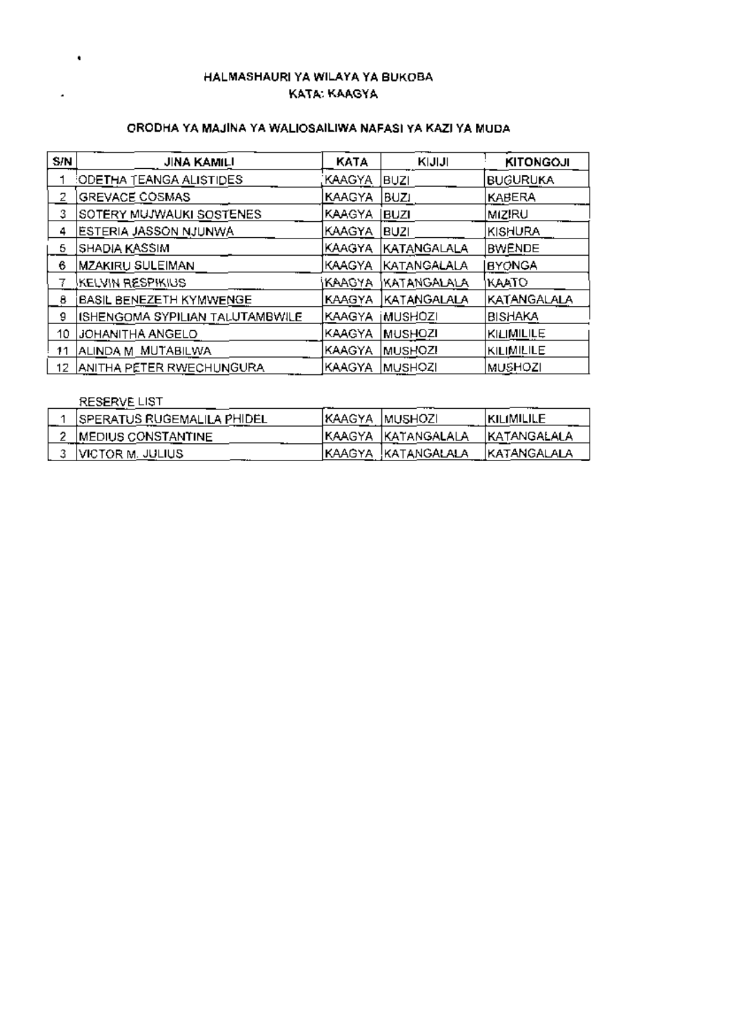HALMASHAURI YA WILAYA YA BUKOBA

KATA: KAAGYA

ORODHA YA MAJINA YA WALIOSAILIWA NAFASI YA KAZI YA MUDA

| S/N | JINA KAMILI | KATA | KIJIJI | KITONGOJI |
|---|---|---|---|---|
| 1 | ODETHA TEANGA ALISTIDES | KAAGYA | BUZI | BUGURUKA |
| 2 | GREVACE COSMAS | KAAGYA | BUZI | KABERA |
| 3 | SOTERY MUJWAUKI SOSTENES | KAAGYA | BUZI | MIZIRU |
| 4 | ESTERIA JASSON NJUNWA | KAAGYA | BUZI | KISHURA |
| 5 | SHADIA KASSIM | KAAGYA | KATANGALALA | BWENDE |
| 6 | MZAKIRU SULEIMAN | KAAGYA | KATANGALALA | BYONGA |
| 7 | KELVIN RESPIKIUS | KAAGYA | KATANGALALA | KAATO |
| 8 | BASIL BENEZETH KYMWENGE | KAAGYA | KATANGALALA | KATANGALALA |
| 9 | ISHENGOMA SYPILIAN TALUTAMBWILE | KAAGYA | MUSHOZI | BISHAKA |
| 10 | JOHANITHA ANGELO | KAAGYA | MUSHOZI | KILIMILILE |
| 11 | ALINDA M MUTABILWA | KAAGYA | MUSHOZI | KILIMILILE |
| 12 | ANITHA PETER RWECHUNGURA | KAAGYA | MUSHOZI | MUSHOZI |

RESERVE LIST

| | | | | |
|---|---|---|---|---|
| 1 | SPERATUS RUGEMALILA PHIDEL | KAAGYA | MUSHOZI | KILIMILILE |
| 2 | MEDIUS CONSTANTINE | KAAGYA | KATANGALALA | KATANGALALA |
| 3 | VICTOR M. JULIUS | KAAGYA | KATANGALALA | KATANGALALA |